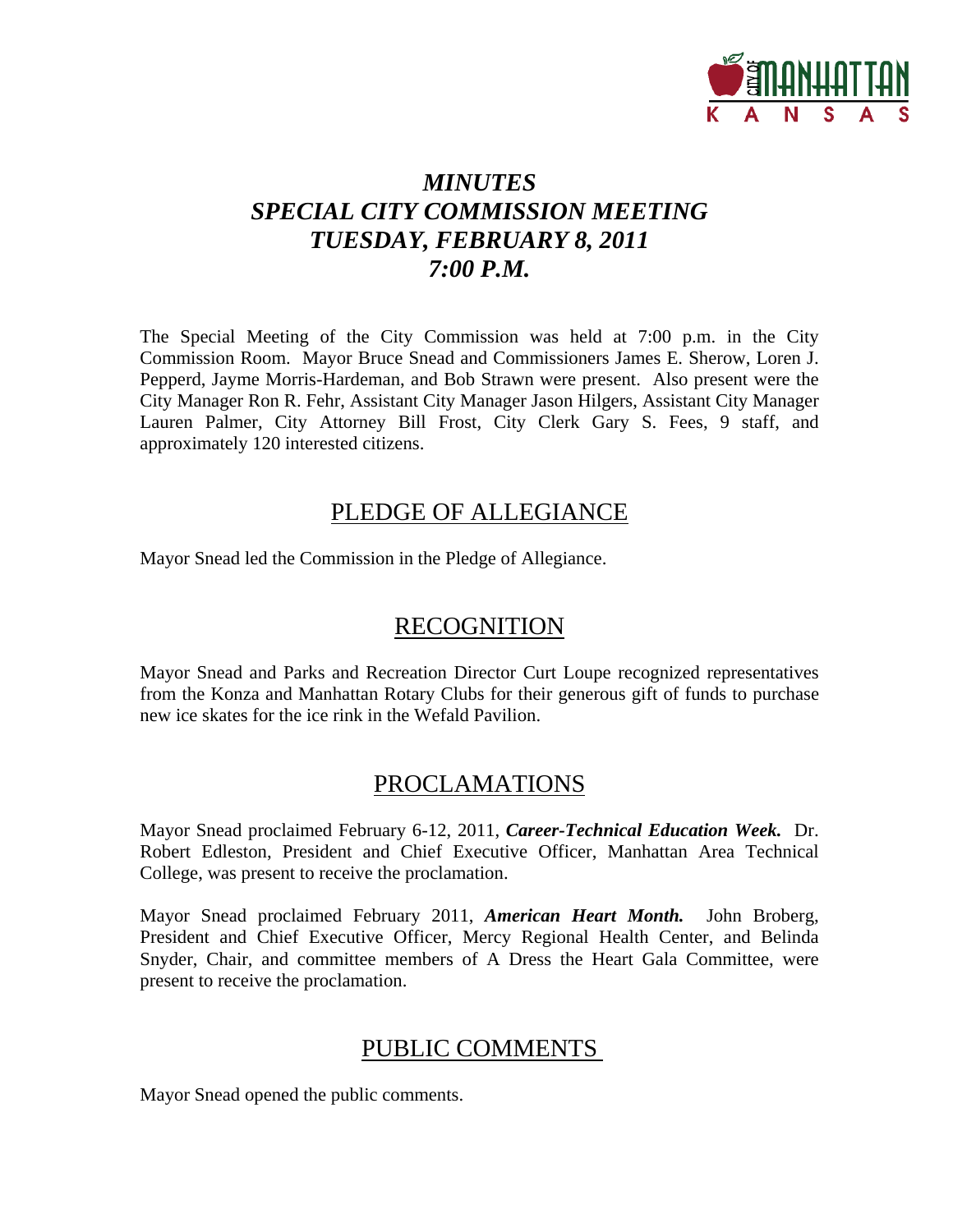# *MINUTES*
# *SPECIAL CITY COMMISSION MEETING*
# *TUESDAY, FEBRUARY 8, 2011*
# *7:00 P.M.*

The Special Meeting of the City Commission was held at 7:00 p.m. in the City Commission Room. Mayor Bruce Snead and Commissioners James E. Sherow, Loren J. Pepperd, Jayme Morris-Hardeman, and Bob Strawn were present. Also present were the City Manager Ron R. Fehr, Assistant City Manager Jason Hilgers, Assistant City Manager Lauren Palmer, City Attorney Bill Frost, City Clerk Gary S. Fees, 9 staff, and approximately 120 interested citizens.

## PLEDGE OF ALLEGIANCE

Mayor Snead led the Commission in the Pledge of Allegiance.

## RECOGNITION

Mayor Snead and Parks and Recreation Director Curt Loupe recognized representatives from the Konza and Manhattan Rotary Clubs for their generous gift of funds to purchase new ice skates for the ice rink in the Wefald Pavilion.

## PROCLAMATIONS

Mayor Snead proclaimed February 6-12, 2011, ***Career-Technical Education Week.*** Dr. Robert Edleston, President and Chief Executive Officer, Manhattan Area Technical College, was present to receive the proclamation.

Mayor Snead proclaimed February 2011, ***American Heart Month.*** John Broberg, President and Chief Executive Officer, Mercy Regional Health Center, and Belinda Snyder, Chair, and committee members of A Dress the Heart Gala Committee, were present to receive the proclamation.

## PUBLIC COMMENTS

Mayor Snead opened the public comments.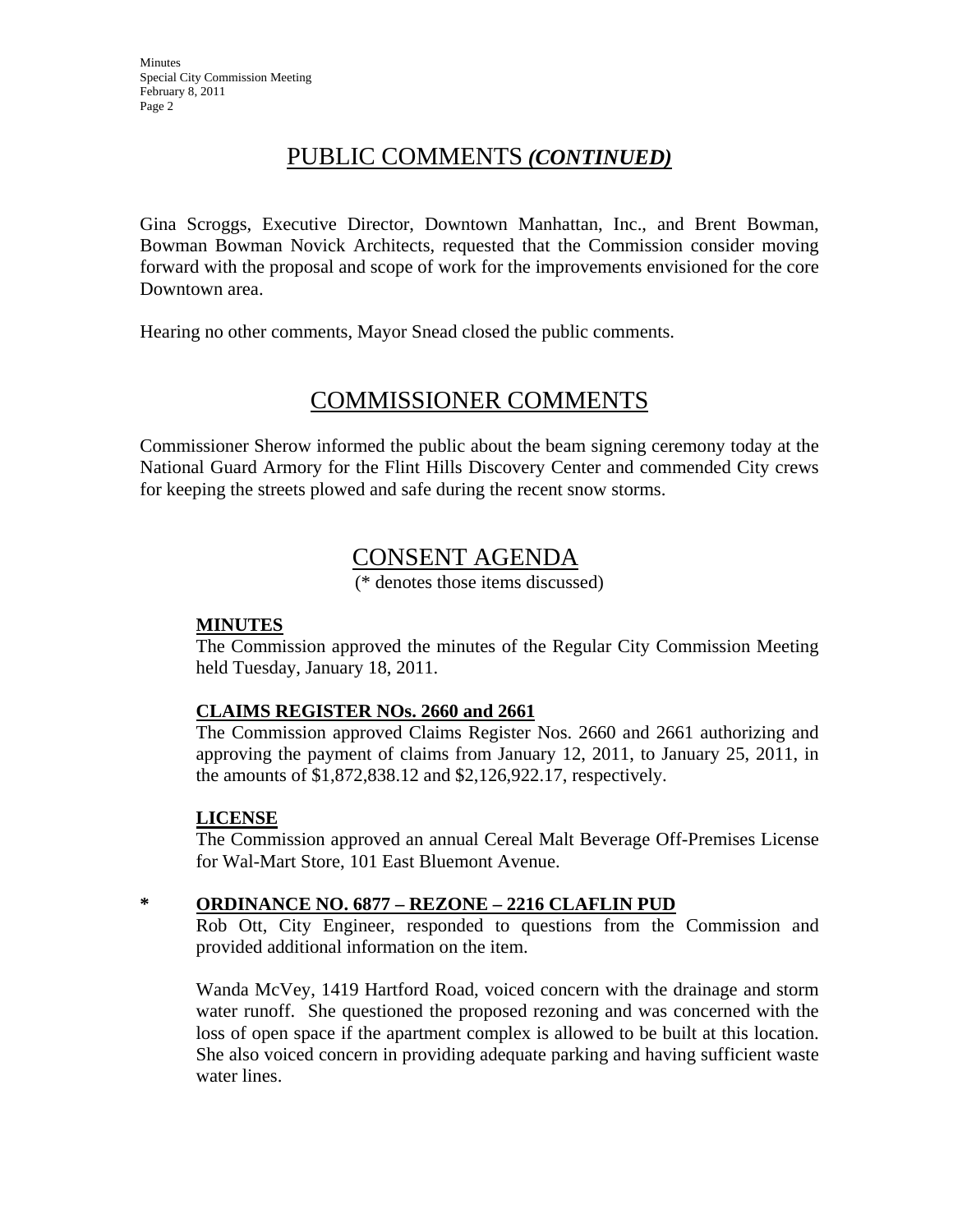## PUBLIC COMMENTS *(CONTINUED)*

Gina Scroggs, Executive Director, Downtown Manhattan, Inc., and Brent Bowman, Bowman Bowman Novick Architects, requested that the Commission consider moving forward with the proposal and scope of work for the improvements envisioned for the core Downtown area.

Hearing no other comments, Mayor Snead closed the public comments.

## COMMISSIONER COMMENTS

Commissioner Sherow informed the public about the beam signing ceremony today at the National Guard Armory for the Flint Hills Discovery Center and commended City crews for keeping the streets plowed and safe during the recent snow storms.

## CONSENT AGENDA

(* denotes those items discussed)

**MINUTES**

The Commission approved the minutes of the Regular City Commission Meeting held Tuesday, January 18, 2011.

**CLAIMS REGISTER NOs. 2660 and 2661**

The Commission approved Claims Register Nos. 2660 and 2661 authorizing and approving the payment of claims from January 12, 2011, to January 25, 2011, in the amounts of $1,872,838.12 and $2,126,922.17, respectively.

**LICENSE**

The Commission approved an annual Cereal Malt Beverage Off-Premises License for Wal-Mart Store, 101 East Bluemont Avenue.

\* **ORDINANCE NO. 6877 – REZONE – 2216 CLAFLIN PUD**

Rob Ott, City Engineer, responded to questions from the Commission and provided additional information on the item.

Wanda McVey, 1419 Hartford Road, voiced concern with the drainage and storm water runoff. She questioned the proposed rezoning and was concerned with the loss of open space if the apartment complex is allowed to be built at this location. She also voiced concern in providing adequate parking and having sufficient waste water lines.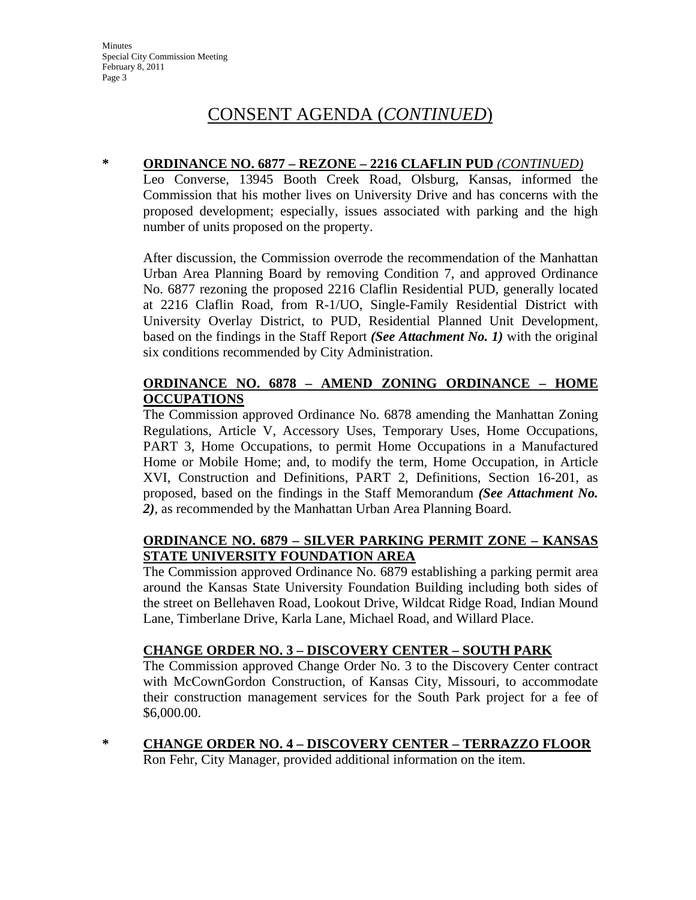# CONSENT AGENDA (*CONTINUED*)

\* **ORDINANCE NO. 6877 – REZONE – 2216 CLAFLIN PUD** *(CONTINUED)*

Leo Converse, 13945 Booth Creek Road, Olsburg, Kansas, informed the Commission that his mother lives on University Drive and has concerns with the proposed development; especially, issues associated with parking and the high number of units proposed on the property.

After discussion, the Commission overrode the recommendation of the Manhattan Urban Area Planning Board by removing Condition 7, and approved Ordinance No. 6877 rezoning the proposed 2216 Claflin Residential PUD, generally located at 2216 Claflin Road, from R-1/UO, Single-Family Residential District with University Overlay District, to PUD, Residential Planned Unit Development, based on the findings in the Staff Report ***(See Attachment No. 1)*** with the original six conditions recommended by City Administration.

**ORDINANCE NO. 6878 – AMEND ZONING ORDINANCE – HOME OCCUPATIONS**

The Commission approved Ordinance No. 6878 amending the Manhattan Zoning Regulations, Article V, Accessory Uses, Temporary Uses, Home Occupations, PART 3, Home Occupations, to permit Home Occupations in a Manufactured Home or Mobile Home; and, to modify the term, Home Occupation, in Article XVI, Construction and Definitions, PART 2, Definitions, Section 16-201, as proposed, based on the findings in the Staff Memorandum ***(See Attachment No. 2)***, as recommended by the Manhattan Urban Area Planning Board.

**ORDINANCE NO. 6879 – SILVER PARKING PERMIT ZONE – KANSAS STATE UNIVERSITY FOUNDATION AREA**

The Commission approved Ordinance No. 6879 establishing a parking permit area around the Kansas State University Foundation Building including both sides of the street on Bellehaven Road, Lookout Drive, Wildcat Ridge Road, Indian Mound Lane, Timberlane Drive, Karla Lane, Michael Road, and Willard Place.

**CHANGE ORDER NO. 3 – DISCOVERY CENTER – SOUTH PARK**

The Commission approved Change Order No. 3 to the Discovery Center contract with McCownGordon Construction, of Kansas City, Missouri, to accommodate their construction management services for the South Park project for a fee of $6,000.00.

\* **CHANGE ORDER NO. 4 – DISCOVERY CENTER – TERRAZZO FLOOR**

Ron Fehr, City Manager, provided additional information on the item.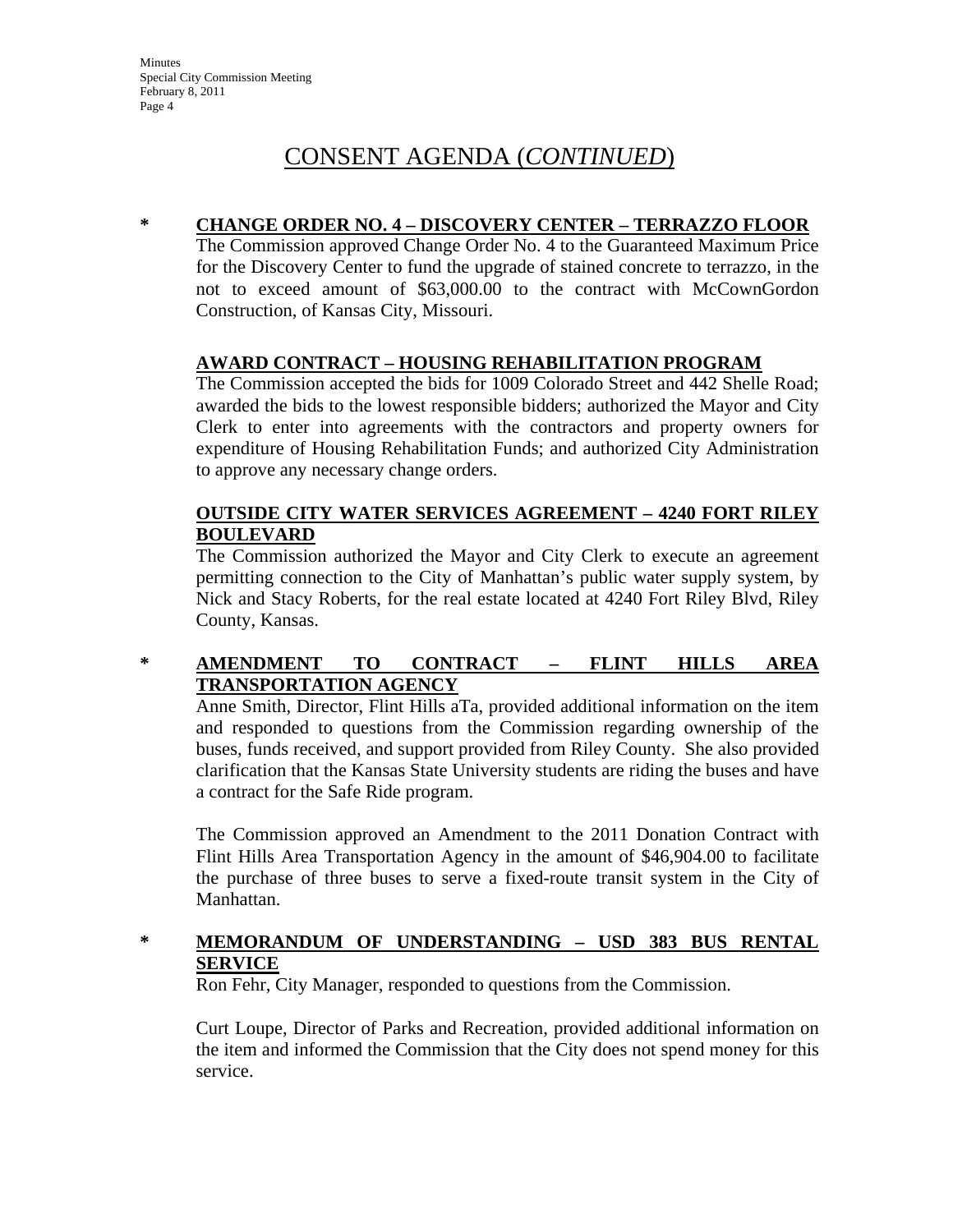# CONSENT AGENDA (*CONTINUED*)

\* **CHANGE ORDER NO. 4 – DISCOVERY CENTER – TERRAZZO FLOOR**

The Commission approved Change Order No. 4 to the Guaranteed Maximum Price for the Discovery Center to fund the upgrade of stained concrete to terrazzo, in the not to exceed amount of $63,000.00 to the contract with McCownGordon Construction, of Kansas City, Missouri.

**AWARD CONTRACT – HOUSING REHABILITATION PROGRAM**

The Commission accepted the bids for 1009 Colorado Street and 442 Shelle Road; awarded the bids to the lowest responsible bidders; authorized the Mayor and City Clerk to enter into agreements with the contractors and property owners for expenditure of Housing Rehabilitation Funds; and authorized City Administration to approve any necessary change orders.

**OUTSIDE CITY WATER SERVICES AGREEMENT – 4240 FORT RILEY BOULEVARD**

The Commission authorized the Mayor and City Clerk to execute an agreement permitting connection to the City of Manhattan's public water supply system, by Nick and Stacy Roberts, for the real estate located at 4240 Fort Riley Blvd, Riley County, Kansas.

\* **AMENDMENT TO CONTRACT – FLINT HILLS AREA TRANSPORTATION AGENCY**

Anne Smith, Director, Flint Hills aTa, provided additional information on the item and responded to questions from the Commission regarding ownership of the buses, funds received, and support provided from Riley County. She also provided clarification that the Kansas State University students are riding the buses and have a contract for the Safe Ride program.

The Commission approved an Amendment to the 2011 Donation Contract with Flint Hills Area Transportation Agency in the amount of $46,904.00 to facilitate the purchase of three buses to serve a fixed-route transit system in the City of Manhattan.

\* **MEMORANDUM OF UNDERSTANDING – USD 383 BUS RENTAL SERVICE**

Ron Fehr, City Manager, responded to questions from the Commission.

Curt Loupe, Director of Parks and Recreation, provided additional information on the item and informed the Commission that the City does not spend money for this service.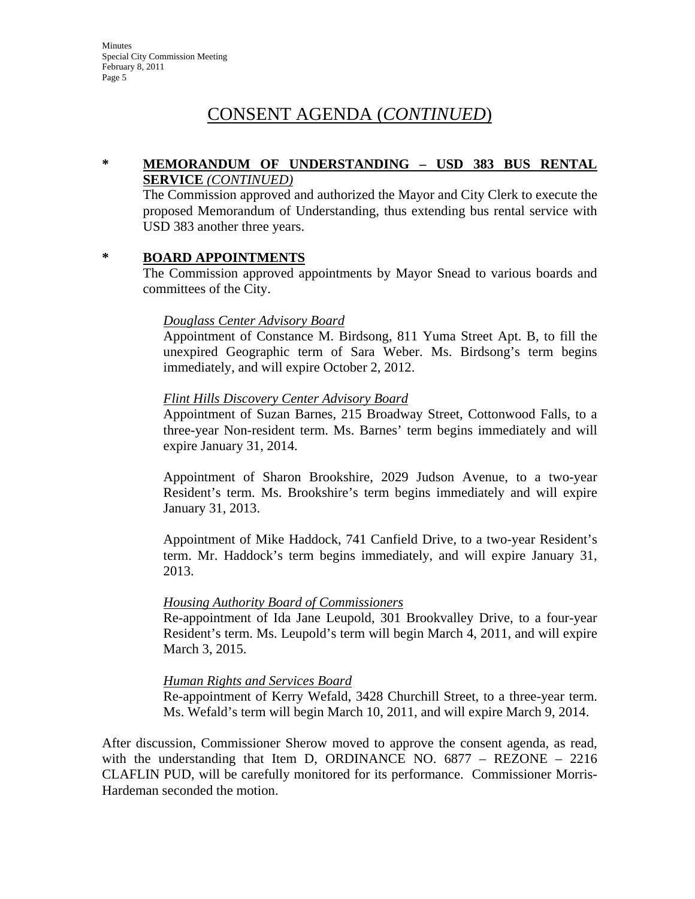# CONSENT AGENDA (*CONTINUED*)

**\* MEMORANDUM OF UNDERSTANDING – USD 383 BUS RENTAL SERVICE** ***(CONTINUED)***

The Commission approved and authorized the Mayor and City Clerk to execute the proposed Memorandum of Understanding, thus extending bus rental service with USD 383 another three years.

**\* BOARD APPOINTMENTS**

The Commission approved appointments by Mayor Snead to various boards and committees of the City.

*Douglass Center Advisory Board*

Appointment of Constance M. Birdsong, 811 Yuma Street Apt. B, to fill the unexpired Geographic term of Sara Weber. Ms. Birdsong's term begins immediately, and will expire October 2, 2012.

*Flint Hills Discovery Center Advisory Board*

Appointment of Suzan Barnes, 215 Broadway Street, Cottonwood Falls, to a three-year Non-resident term. Ms. Barnes' term begins immediately and will expire January 31, 2014.

Appointment of Sharon Brookshire, 2029 Judson Avenue, to a two-year Resident's term. Ms. Brookshire's term begins immediately and will expire January 31, 2013.

Appointment of Mike Haddock, 741 Canfield Drive, to a two-year Resident's term. Mr. Haddock's term begins immediately, and will expire January 31, 2013.

*Housing Authority Board of Commissioners*

Re-appointment of Ida Jane Leupold, 301 Brookvalley Drive, to a four-year Resident's term. Ms. Leupold's term will begin March 4, 2011, and will expire March 3, 2015.

*Human Rights and Services Board*

Re-appointment of Kerry Wefald, 3428 Churchill Street, to a three-year term. Ms. Wefald's term will begin March 10, 2011, and will expire March 9, 2014.

After discussion, Commissioner Sherow moved to approve the consent agenda, as read, with the understanding that Item D, ORDINANCE NO. 6877 – REZONE – 2216 CLAFLIN PUD, will be carefully monitored for its performance. Commissioner Morris-Hardeman seconded the motion.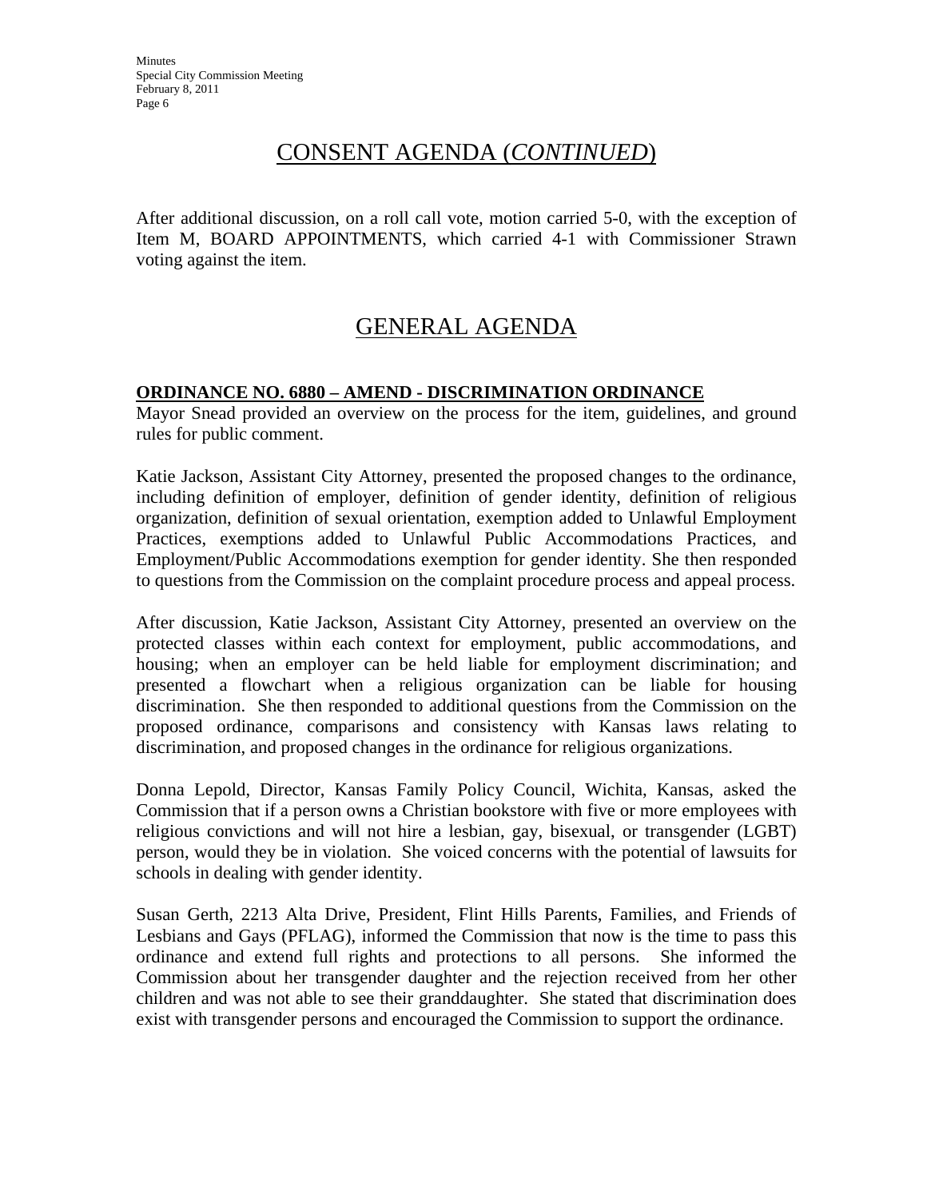## CONSENT AGENDA (*CONTINUED*)

After additional discussion, on a roll call vote, motion carried 5-0, with the exception of Item M, BOARD APPOINTMENTS, which carried 4-1 with Commissioner Strawn voting against the item.

## GENERAL AGENDA

**ORDINANCE NO. 6880 – AMEND - DISCRIMINATION ORDINANCE**

Mayor Snead provided an overview on the process for the item, guidelines, and ground rules for public comment.

Katie Jackson, Assistant City Attorney, presented the proposed changes to the ordinance, including definition of employer, definition of gender identity, definition of religious organization, definition of sexual orientation, exemption added to Unlawful Employment Practices, exemptions added to Unlawful Public Accommodations Practices, and Employment/Public Accommodations exemption for gender identity. She then responded to questions from the Commission on the complaint procedure process and appeal process.

After discussion, Katie Jackson, Assistant City Attorney, presented an overview on the protected classes within each context for employment, public accommodations, and housing; when an employer can be held liable for employment discrimination; and presented a flowchart when a religious organization can be liable for housing discrimination. She then responded to additional questions from the Commission on the proposed ordinance, comparisons and consistency with Kansas laws relating to discrimination, and proposed changes in the ordinance for religious organizations.

Donna Lepold, Director, Kansas Family Policy Council, Wichita, Kansas, asked the Commission that if a person owns a Christian bookstore with five or more employees with religious convictions and will not hire a lesbian, gay, bisexual, or transgender (LGBT) person, would they be in violation. She voiced concerns with the potential of lawsuits for schools in dealing with gender identity.

Susan Gerth, 2213 Alta Drive, President, Flint Hills Parents, Families, and Friends of Lesbians and Gays (PFLAG), informed the Commission that now is the time to pass this ordinance and extend full rights and protections to all persons. She informed the Commission about her transgender daughter and the rejection received from her other children and was not able to see their granddaughter. She stated that discrimination does exist with transgender persons and encouraged the Commission to support the ordinance.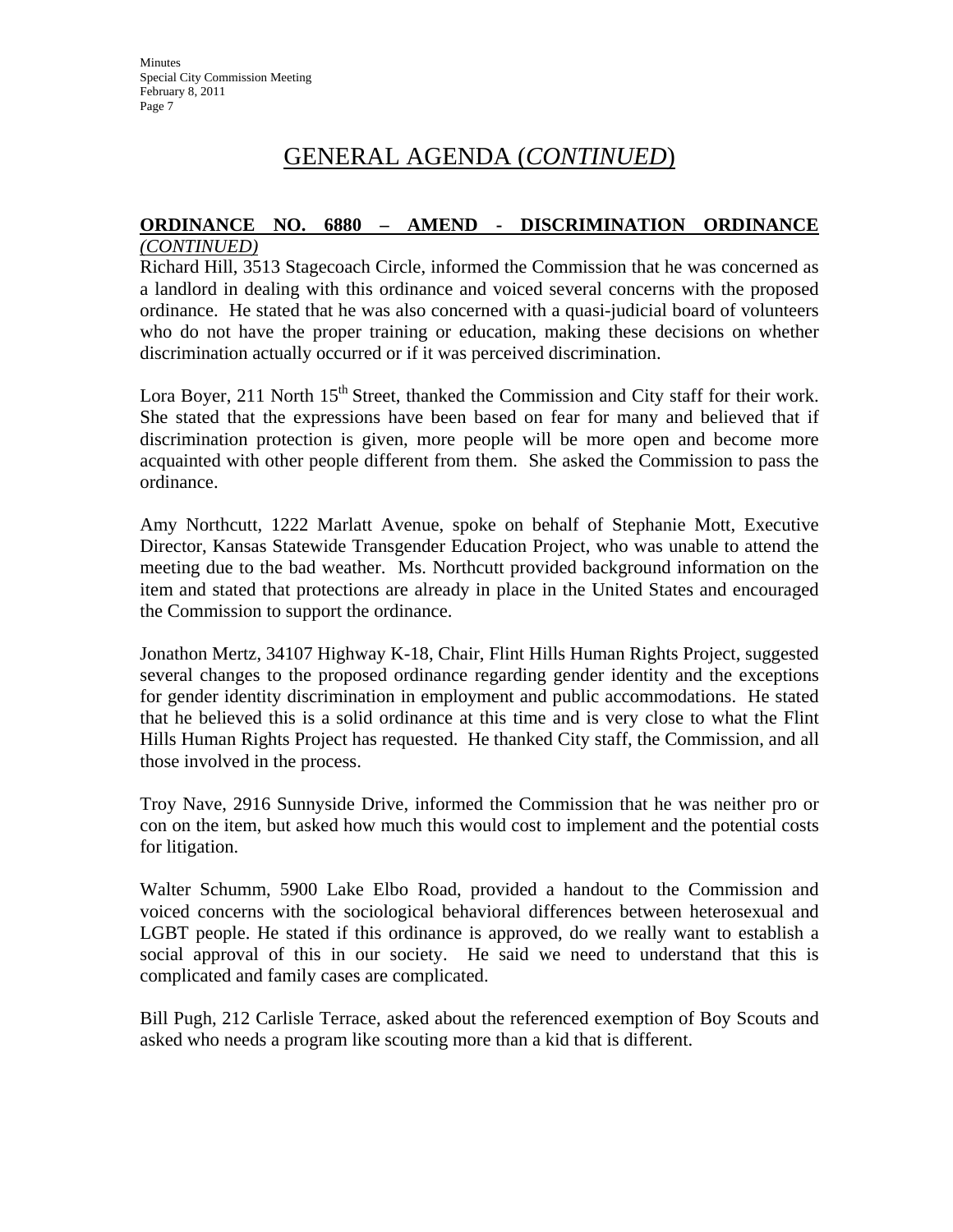# GENERAL AGENDA (*CONTINUED*)

**ORDINANCE NO. 6880 – AMEND - DISCRIMINATION ORDINANCE** ***(CONTINUED)***

Richard Hill, 3513 Stagecoach Circle, informed the Commission that he was concerned as a landlord in dealing with this ordinance and voiced several concerns with the proposed ordinance. He stated that he was also concerned with a quasi-judicial board of volunteers who do not have the proper training or education, making these decisions on whether discrimination actually occurred or if it was perceived discrimination.

Lora Boyer, 211 North 15th Street, thanked the Commission and City staff for their work. She stated that the expressions have been based on fear for many and believed that if discrimination protection is given, more people will be more open and become more acquainted with other people different from them. She asked the Commission to pass the ordinance.

Amy Northcutt, 1222 Marlatt Avenue, spoke on behalf of Stephanie Mott, Executive Director, Kansas Statewide Transgender Education Project, who was unable to attend the meeting due to the bad weather. Ms. Northcutt provided background information on the item and stated that protections are already in place in the United States and encouraged the Commission to support the ordinance.

Jonathon Mertz, 34107 Highway K-18, Chair, Flint Hills Human Rights Project, suggested several changes to the proposed ordinance regarding gender identity and the exceptions for gender identity discrimination in employment and public accommodations. He stated that he believed this is a solid ordinance at this time and is very close to what the Flint Hills Human Rights Project has requested. He thanked City staff, the Commission, and all those involved in the process.

Troy Nave, 2916 Sunnyside Drive, informed the Commission that he was neither pro or con on the item, but asked how much this would cost to implement and the potential costs for litigation.

Walter Schumm, 5900 Lake Elbo Road, provided a handout to the Commission and voiced concerns with the sociological behavioral differences between heterosexual and LGBT people. He stated if this ordinance is approved, do we really want to establish a social approval of this in our society. He said we need to understand that this is complicated and family cases are complicated.

Bill Pugh, 212 Carlisle Terrace, asked about the referenced exemption of Boy Scouts and asked who needs a program like scouting more than a kid that is different.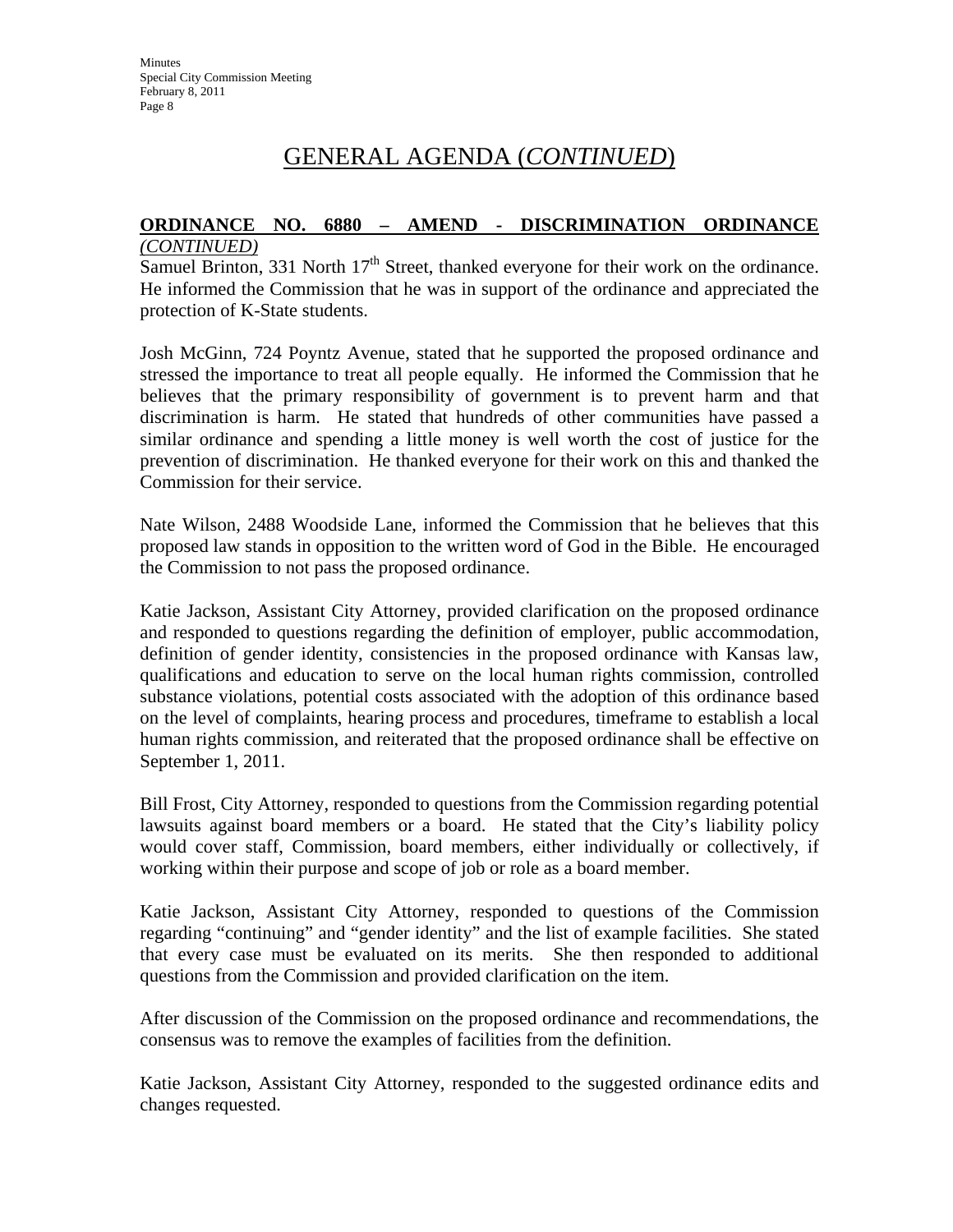# GENERAL AGENDA (*CONTINUED*)

**ORDINANCE NO. 6880 – AMEND - DISCRIMINATION ORDINANCE *(CONTINUED)***

Samuel Brinton, 331 North 17th Street, thanked everyone for their work on the ordinance. He informed the Commission that he was in support of the ordinance and appreciated the protection of K-State students.

Josh McGinn, 724 Poyntz Avenue, stated that he supported the proposed ordinance and stressed the importance to treat all people equally. He informed the Commission that he believes that the primary responsibility of government is to prevent harm and that discrimination is harm. He stated that hundreds of other communities have passed a similar ordinance and spending a little money is well worth the cost of justice for the prevention of discrimination. He thanked everyone for their work on this and thanked the Commission for their service.

Nate Wilson, 2488 Woodside Lane, informed the Commission that he believes that this proposed law stands in opposition to the written word of God in the Bible. He encouraged the Commission to not pass the proposed ordinance.

Katie Jackson, Assistant City Attorney, provided clarification on the proposed ordinance and responded to questions regarding the definition of employer, public accommodation, definition of gender identity, consistencies in the proposed ordinance with Kansas law, qualifications and education to serve on the local human rights commission, controlled substance violations, potential costs associated with the adoption of this ordinance based on the level of complaints, hearing process and procedures, timeframe to establish a local human rights commission, and reiterated that the proposed ordinance shall be effective on September 1, 2011.

Bill Frost, City Attorney, responded to questions from the Commission regarding potential lawsuits against board members or a board. He stated that the City's liability policy would cover staff, Commission, board members, either individually or collectively, if working within their purpose and scope of job or role as a board member.

Katie Jackson, Assistant City Attorney, responded to questions of the Commission regarding "continuing" and "gender identity" and the list of example facilities. She stated that every case must be evaluated on its merits. She then responded to additional questions from the Commission and provided clarification on the item.

After discussion of the Commission on the proposed ordinance and recommendations, the consensus was to remove the examples of facilities from the definition.

Katie Jackson, Assistant City Attorney, responded to the suggested ordinance edits and changes requested.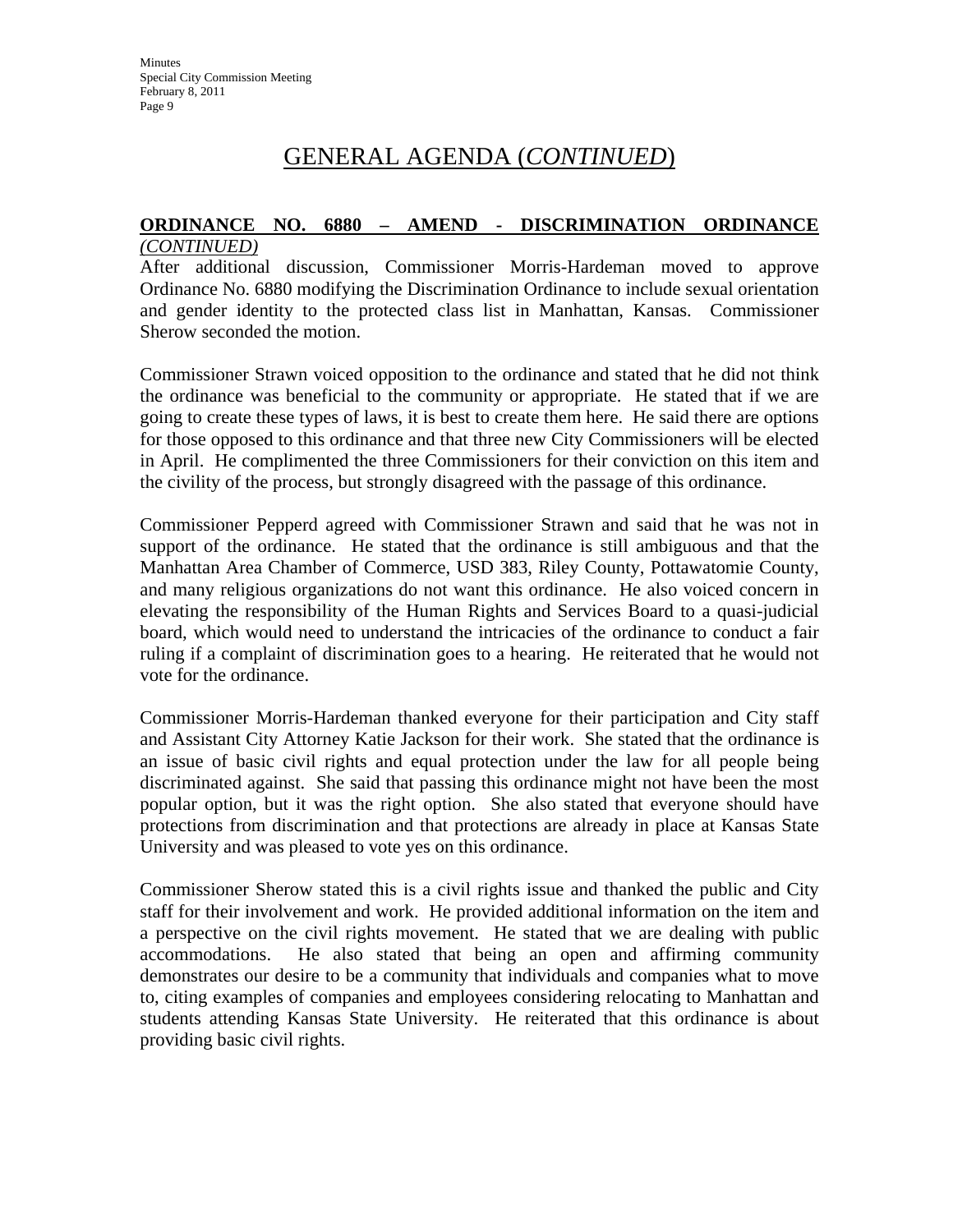# GENERAL AGENDA (*CONTINUED*)

**ORDINANCE NO. 6880 – AMEND - DISCRIMINATION ORDINANCE** ***(CONTINUED)***

After additional discussion, Commissioner Morris-Hardeman moved to approve Ordinance No. 6880 modifying the Discrimination Ordinance to include sexual orientation and gender identity to the protected class list in Manhattan, Kansas. Commissioner Sherow seconded the motion.

Commissioner Strawn voiced opposition to the ordinance and stated that he did not think the ordinance was beneficial to the community or appropriate. He stated that if we are going to create these types of laws, it is best to create them here. He said there are options for those opposed to this ordinance and that three new City Commissioners will be elected in April. He complimented the three Commissioners for their conviction on this item and the civility of the process, but strongly disagreed with the passage of this ordinance.

Commissioner Pepperd agreed with Commissioner Strawn and said that he was not in support of the ordinance. He stated that the ordinance is still ambiguous and that the Manhattan Area Chamber of Commerce, USD 383, Riley County, Pottawatomie County, and many religious organizations do not want this ordinance. He also voiced concern in elevating the responsibility of the Human Rights and Services Board to a quasi-judicial board, which would need to understand the intricacies of the ordinance to conduct a fair ruling if a complaint of discrimination goes to a hearing. He reiterated that he would not vote for the ordinance.

Commissioner Morris-Hardeman thanked everyone for their participation and City staff and Assistant City Attorney Katie Jackson for their work. She stated that the ordinance is an issue of basic civil rights and equal protection under the law for all people being discriminated against. She said that passing this ordinance might not have been the most popular option, but it was the right option. She also stated that everyone should have protections from discrimination and that protections are already in place at Kansas State University and was pleased to vote yes on this ordinance.

Commissioner Sherow stated this is a civil rights issue and thanked the public and City staff for their involvement and work. He provided additional information on the item and a perspective on the civil rights movement. He stated that we are dealing with public accommodations. He also stated that being an open and affirming community demonstrates our desire to be a community that individuals and companies what to move to, citing examples of companies and employees considering relocating to Manhattan and students attending Kansas State University. He reiterated that this ordinance is about providing basic civil rights.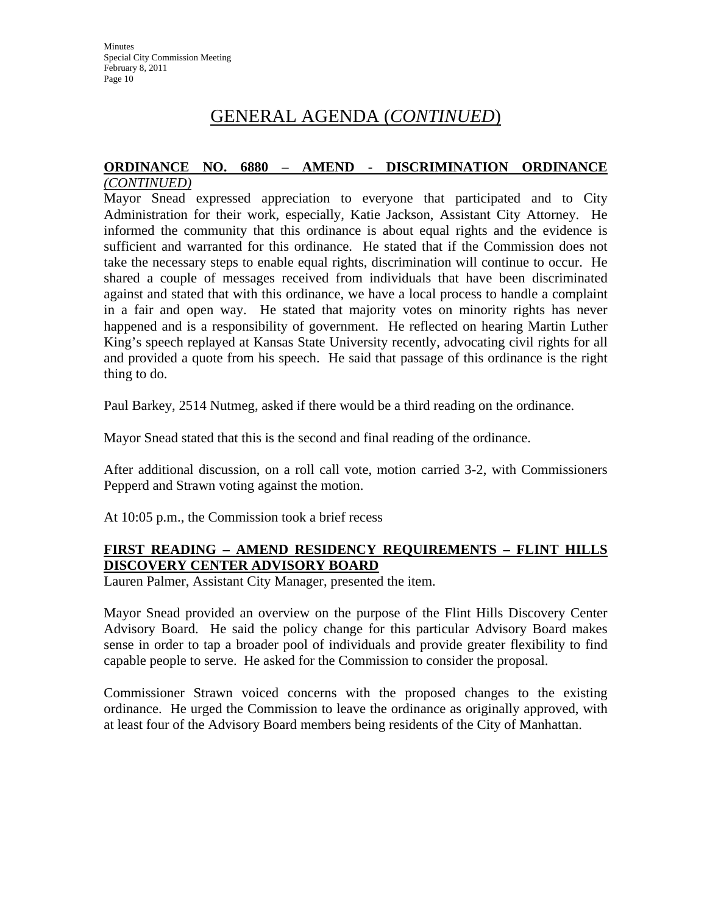# GENERAL AGENDA (*CONTINUED*)

**ORDINANCE NO. 6880 – AMEND - DISCRIMINATION ORDINANCE** *(CONTINUED)*

Mayor Snead expressed appreciation to everyone that participated and to City Administration for their work, especially, Katie Jackson, Assistant City Attorney. He informed the community that this ordinance is about equal rights and the evidence is sufficient and warranted for this ordinance. He stated that if the Commission does not take the necessary steps to enable equal rights, discrimination will continue to occur. He shared a couple of messages received from individuals that have been discriminated against and stated that with this ordinance, we have a local process to handle a complaint in a fair and open way. He stated that majority votes on minority rights has never happened and is a responsibility of government. He reflected on hearing Martin Luther King's speech replayed at Kansas State University recently, advocating civil rights for all and provided a quote from his speech. He said that passage of this ordinance is the right thing to do.

Paul Barkey, 2514 Nutmeg, asked if there would be a third reading on the ordinance.

Mayor Snead stated that this is the second and final reading of the ordinance.

After additional discussion, on a roll call vote, motion carried 3-2, with Commissioners Pepperd and Strawn voting against the motion.

At 10:05 p.m., the Commission took a brief recess

**FIRST READING – AMEND RESIDENCY REQUIREMENTS – FLINT HILLS DISCOVERY CENTER ADVISORY BOARD**

Lauren Palmer, Assistant City Manager, presented the item.

Mayor Snead provided an overview on the purpose of the Flint Hills Discovery Center Advisory Board. He said the policy change for this particular Advisory Board makes sense in order to tap a broader pool of individuals and provide greater flexibility to find capable people to serve. He asked for the Commission to consider the proposal.

Commissioner Strawn voiced concerns with the proposed changes to the existing ordinance. He urged the Commission to leave the ordinance as originally approved, with at least four of the Advisory Board members being residents of the City of Manhattan.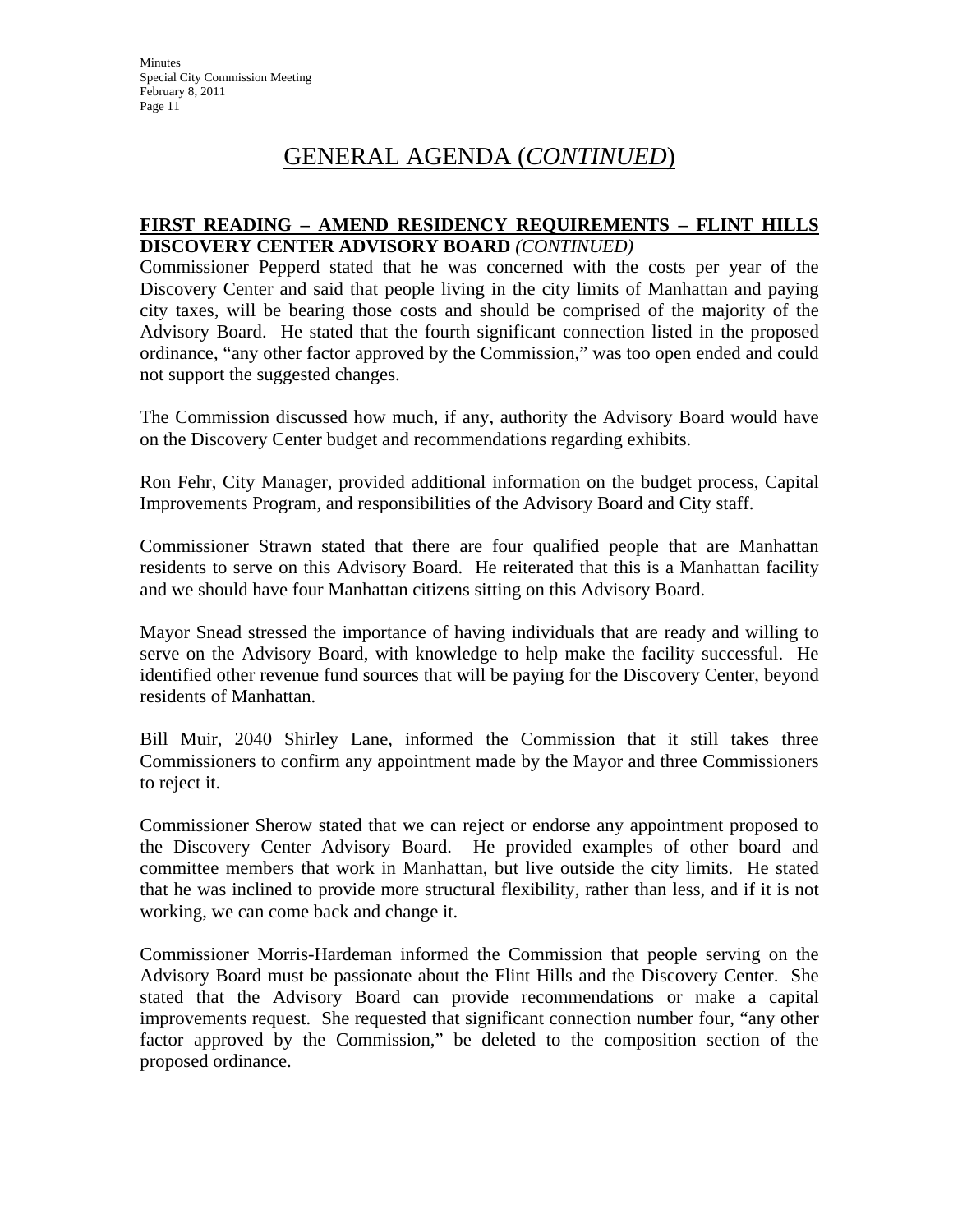# GENERAL AGENDA (*CONTINUED*)

**FIRST READING – AMEND RESIDENCY REQUIREMENTS – FLINT HILLS DISCOVERY CENTER ADVISORY BOARD** *(CONTINUED)*

Commissioner Pepperd stated that he was concerned with the costs per year of the Discovery Center and said that people living in the city limits of Manhattan and paying city taxes, will be bearing those costs and should be comprised of the majority of the Advisory Board. He stated that the fourth significant connection listed in the proposed ordinance, "any other factor approved by the Commission," was too open ended and could not support the suggested changes.

The Commission discussed how much, if any, authority the Advisory Board would have on the Discovery Center budget and recommendations regarding exhibits.

Ron Fehr, City Manager, provided additional information on the budget process, Capital Improvements Program, and responsibilities of the Advisory Board and City staff.

Commissioner Strawn stated that there are four qualified people that are Manhattan residents to serve on this Advisory Board. He reiterated that this is a Manhattan facility and we should have four Manhattan citizens sitting on this Advisory Board.

Mayor Snead stressed the importance of having individuals that are ready and willing to serve on the Advisory Board, with knowledge to help make the facility successful. He identified other revenue fund sources that will be paying for the Discovery Center, beyond residents of Manhattan.

Bill Muir, 2040 Shirley Lane, informed the Commission that it still takes three Commissioners to confirm any appointment made by the Mayor and three Commissioners to reject it.

Commissioner Sherow stated that we can reject or endorse any appointment proposed to the Discovery Center Advisory Board. He provided examples of other board and committee members that work in Manhattan, but live outside the city limits. He stated that he was inclined to provide more structural flexibility, rather than less, and if it is not working, we can come back and change it.

Commissioner Morris-Hardeman informed the Commission that people serving on the Advisory Board must be passionate about the Flint Hills and the Discovery Center. She stated that the Advisory Board can provide recommendations or make a capital improvements request. She requested that significant connection number four, "any other factor approved by the Commission," be deleted to the composition section of the proposed ordinance.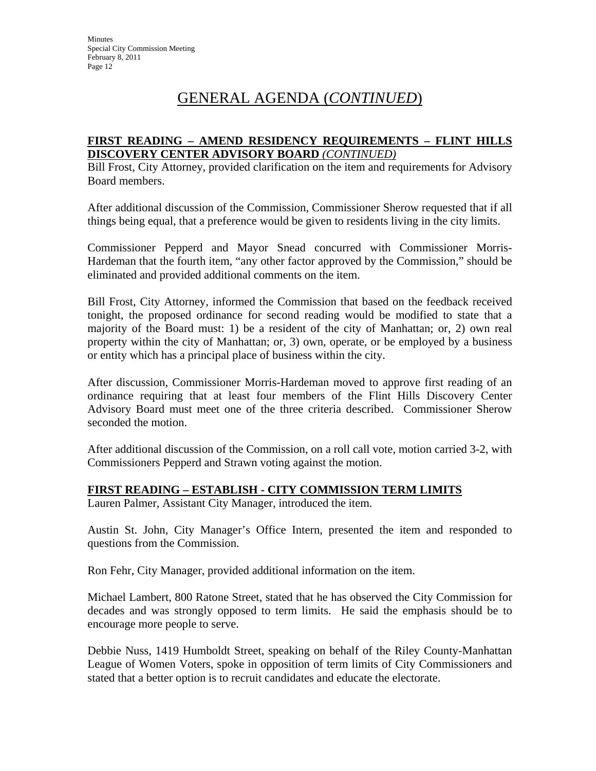# GENERAL AGENDA (*CONTINUED*)

**FIRST READING – AMEND RESIDENCY REQUIREMENTS – FLINT HILLS DISCOVERY CENTER ADVISORY BOARD** ***(CONTINUED)***

Bill Frost, City Attorney, provided clarification on the item and requirements for Advisory Board members.

After additional discussion of the Commission, Commissioner Sherow requested that if all things being equal, that a preference would be given to residents living in the city limits.

Commissioner Pepperd and Mayor Snead concurred with Commissioner Morris-Hardeman that the fourth item, "any other factor approved by the Commission," should be eliminated and provided additional comments on the item.

Bill Frost, City Attorney, informed the Commission that based on the feedback received tonight, the proposed ordinance for second reading would be modified to state that a majority of the Board must: 1) be a resident of the city of Manhattan; or, 2) own real property within the city of Manhattan; or, 3) own, operate, or be employed by a business or entity which has a principal place of business within the city.

After discussion, Commissioner Morris-Hardeman moved to approve first reading of an ordinance requiring that at least four members of the Flint Hills Discovery Center Advisory Board must meet one of the three criteria described. Commissioner Sherow seconded the motion.

After additional discussion of the Commission, on a roll call vote, motion carried 3-2, with Commissioners Pepperd and Strawn voting against the motion.

**FIRST READING – ESTABLISH - CITY COMMISSION TERM LIMITS**

Lauren Palmer, Assistant City Manager, introduced the item.

Austin St. John, City Manager's Office Intern, presented the item and responded to questions from the Commission.

Ron Fehr, City Manager, provided additional information on the item.

Michael Lambert, 800 Ratone Street, stated that he has observed the City Commission for decades and was strongly opposed to term limits. He said the emphasis should be to encourage more people to serve.

Debbie Nuss, 1419 Humboldt Street, speaking on behalf of the Riley County-Manhattan League of Women Voters, spoke in opposition of term limits of City Commissioners and stated that a better option is to recruit candidates and educate the electorate.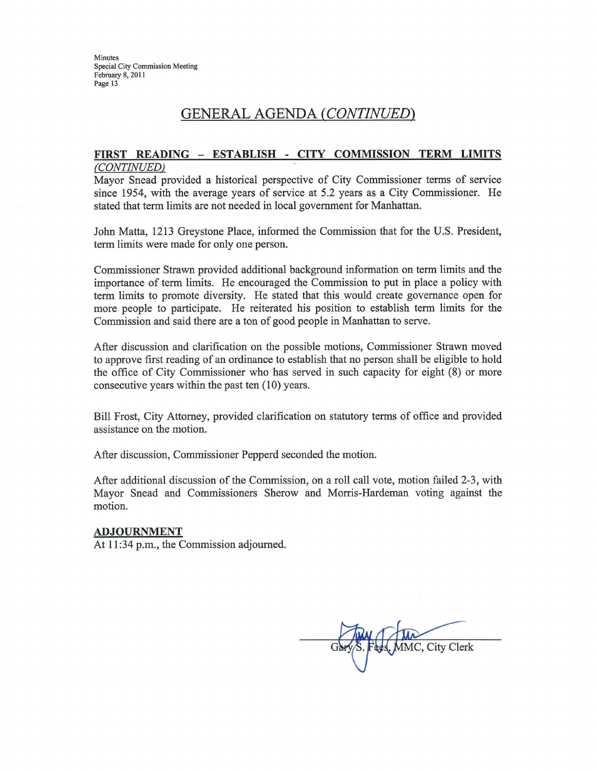## GENERAL AGENDA *(CONTINUED)*

**FIRST READING – ESTABLISH - CITY COMMISSION TERM LIMITS** *(CONTINUED)*

Mayor Snead provided a historical perspective of City Commissioner terms of service since 1954, with the average years of service at 5.2 years as a City Commissioner. He stated that term limits are not needed in local government for Manhattan.

John Matta, 1213 Greystone Place, informed the Commission that for the U.S. President, term limits were made for only one person.

Commissioner Strawn provided additional background information on term limits and the importance of term limits. He encouraged the Commission to put in place a policy with term limits to promote diversity. He stated that this would create governance open for more people to participate. He reiterated his position to establish term limits for the Commission and said there are a ton of good people in Manhattan to serve.

After discussion and clarification on the possible motions, Commissioner Strawn moved to approve first reading of an ordinance to establish that no person shall be eligible to hold the office of City Commissioner who has served in such capacity for eight (8) or more consecutive years within the past ten (10) years.

Bill Frost, City Attorney, provided clarification on statutory terms of office and provided assistance on the motion.

After discussion, Commissioner Pepperd seconded the motion.

After additional discussion of the Commission, on a roll call vote, motion failed 2-3, with Mayor Snead and Commissioners Sherow and Morris-Hardeman voting against the motion.

**ADJOURNMENT**

At 11:34 p.m., the Commission adjourned.

Gary S. Fees, MMC, City Clerk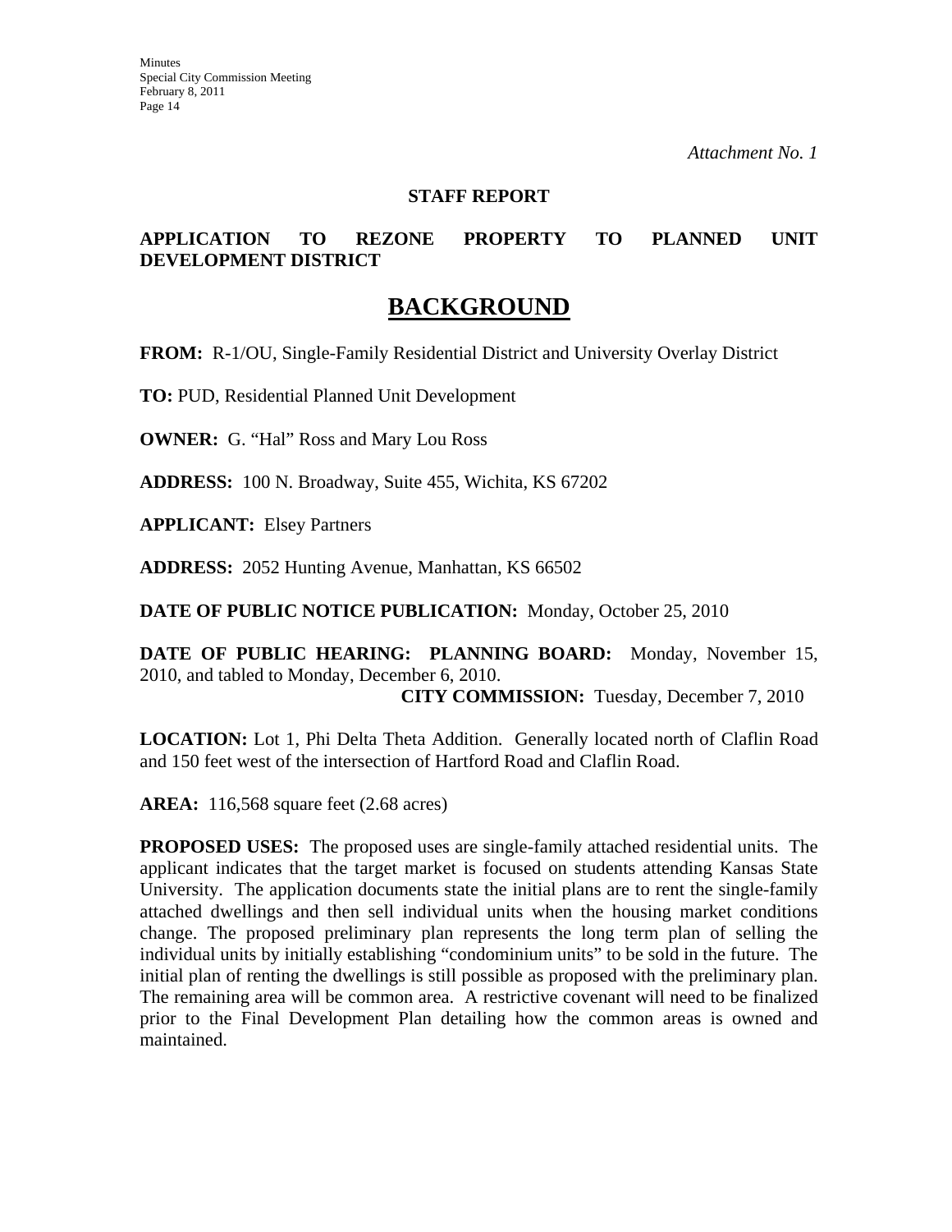*Attachment No. 1*

**STAFF REPORT**

**APPLICATION TO REZONE PROPERTY TO PLANNED UNIT DEVELOPMENT DISTRICT**

# BACKGROUND

**FROM:** R-1/OU, Single-Family Residential District and University Overlay District

**TO:** PUD, Residential Planned Unit Development

**OWNER:** G. "Hal" Ross and Mary Lou Ross

**ADDRESS:** 100 N. Broadway, Suite 455, Wichita, KS 67202

**APPLICANT:** Elsey Partners

**ADDRESS:** 2052 Hunting Avenue, Manhattan, KS 66502

**DATE OF PUBLIC NOTICE PUBLICATION:** Monday, October 25, 2010

**DATE OF PUBLIC HEARING: PLANNING BOARD:** Monday, November 15, 2010, and tabled to Monday, December 6, 2010.
**CITY COMMISSION:** Tuesday, December 7, 2010

**LOCATION:** Lot 1, Phi Delta Theta Addition. Generally located north of Claflin Road and 150 feet west of the intersection of Hartford Road and Claflin Road.

**AREA:** 116,568 square feet (2.68 acres)

**PROPOSED USES:** The proposed uses are single-family attached residential units. The applicant indicates that the target market is focused on students attending Kansas State University. The application documents state the initial plans are to rent the single-family attached dwellings and then sell individual units when the housing market conditions change. The proposed preliminary plan represents the long term plan of selling the individual units by initially establishing "condominium units" to be sold in the future. The initial plan of renting the dwellings is still possible as proposed with the preliminary plan. The remaining area will be common area. A restrictive covenant will need to be finalized prior to the Final Development Plan detailing how the common areas is owned and maintained.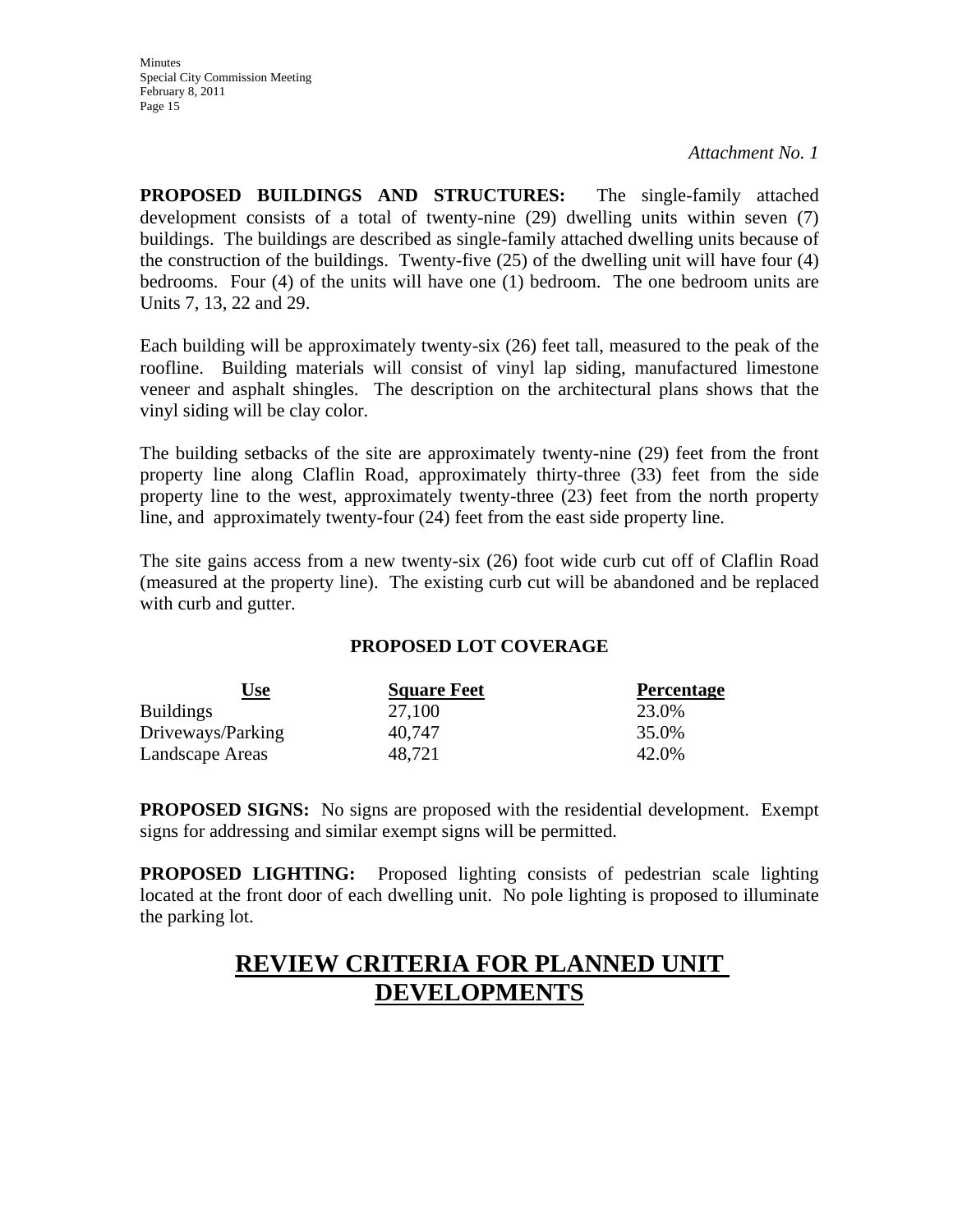*Attachment No. 1*

**PROPOSED BUILDINGS AND STRUCTURES:** The single-family attached development consists of a total of twenty-nine (29) dwelling units within seven (7) buildings. The buildings are described as single-family attached dwelling units because of the construction of the buildings. Twenty-five (25) of the dwelling unit will have four (4) bedrooms. Four (4) of the units will have one (1) bedroom. The one bedroom units are Units 7, 13, 22 and 29.

Each building will be approximately twenty-six (26) feet tall, measured to the peak of the roofline. Building materials will consist of vinyl lap siding, manufactured limestone veneer and asphalt shingles. The description on the architectural plans shows that the vinyl siding will be clay color.

The building setbacks of the site are approximately twenty-nine (29) feet from the front property line along Claflin Road, approximately thirty-three (33) feet from the side property line to the west, approximately twenty-three (23) feet from the north property line, and approximately twenty-four (24) feet from the east side property line.

The site gains access from a new twenty-six (26) foot wide curb cut off of Claflin Road (measured at the property line). The existing curb cut will be abandoned and be replaced with curb and gutter.

**PROPOSED LOT COVERAGE**

| Use | Square Feet | Percentage |
|---|---|---|
| Buildings | 27,100 | 23.0% |
| Driveways/Parking | 40,747 | 35.0% |
| Landscape Areas | 48,721 | 42.0% |

**PROPOSED SIGNS:** No signs are proposed with the residential development. Exempt signs for addressing and similar exempt signs will be permitted.

**PROPOSED LIGHTING:** Proposed lighting consists of pedestrian scale lighting located at the front door of each dwelling unit. No pole lighting is proposed to illuminate the parking lot.

# REVIEW CRITERIA FOR PLANNED UNIT DEVELOPMENTS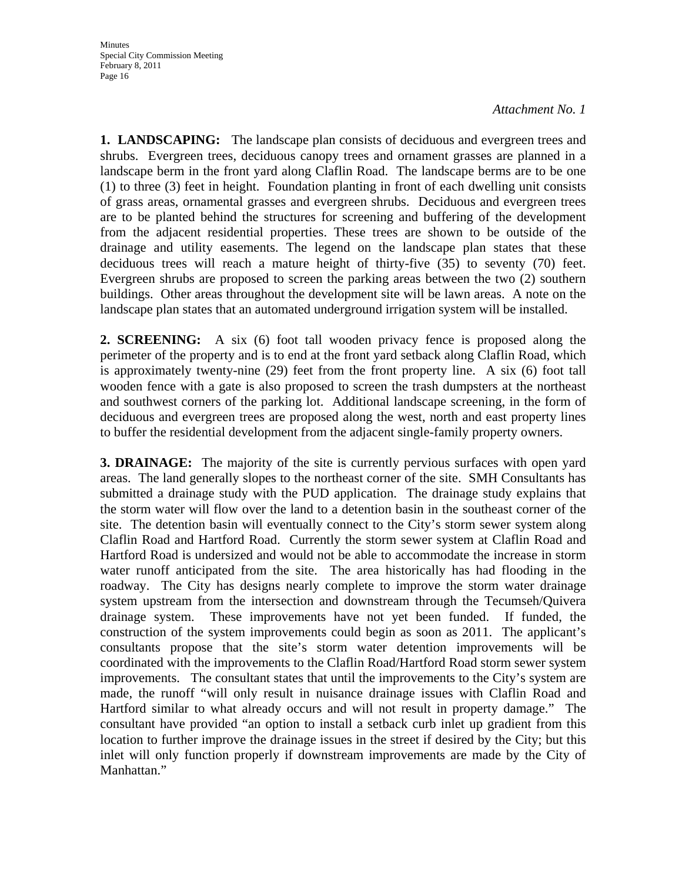*Attachment No. 1*

**1. LANDSCAPING:** The landscape plan consists of deciduous and evergreen trees and shrubs. Evergreen trees, deciduous canopy trees and ornament grasses are planned in a landscape berm in the front yard along Claflin Road. The landscape berms are to be one (1) to three (3) feet in height. Foundation planting in front of each dwelling unit consists of grass areas, ornamental grasses and evergreen shrubs. Deciduous and evergreen trees are to be planted behind the structures for screening and buffering of the development from the adjacent residential properties. These trees are shown to be outside of the drainage and utility easements. The legend on the landscape plan states that these deciduous trees will reach a mature height of thirty-five (35) to seventy (70) feet. Evergreen shrubs are proposed to screen the parking areas between the two (2) southern buildings. Other areas throughout the development site will be lawn areas. A note on the landscape plan states that an automated underground irrigation system will be installed.

**2. SCREENING:** A six (6) foot tall wooden privacy fence is proposed along the perimeter of the property and is to end at the front yard setback along Claflin Road, which is approximately twenty-nine (29) feet from the front property line. A six (6) foot tall wooden fence with a gate is also proposed to screen the trash dumpsters at the northeast and southwest corners of the parking lot. Additional landscape screening, in the form of deciduous and evergreen trees are proposed along the west, north and east property lines to buffer the residential development from the adjacent single-family property owners.

**3. DRAINAGE:** The majority of the site is currently pervious surfaces with open yard areas. The land generally slopes to the northeast corner of the site. SMH Consultants has submitted a drainage study with the PUD application. The drainage study explains that the storm water will flow over the land to a detention basin in the southeast corner of the site. The detention basin will eventually connect to the City's storm sewer system along Claflin Road and Hartford Road. Currently the storm sewer system at Claflin Road and Hartford Road is undersized and would not be able to accommodate the increase in storm water runoff anticipated from the site. The area historically has had flooding in the roadway. The City has designs nearly complete to improve the storm water drainage system upstream from the intersection and downstream through the Tecumseh/Quivera drainage system. These improvements have not yet been funded. If funded, the construction of the system improvements could begin as soon as 2011. The applicant's consultants propose that the site's storm water detention improvements will be coordinated with the improvements to the Claflin Road/Hartford Road storm sewer system improvements. The consultant states that until the improvements to the City's system are made, the runoff "will only result in nuisance drainage issues with Claflin Road and Hartford similar to what already occurs and will not result in property damage." The consultant have provided "an option to install a setback curb inlet up gradient from this location to further improve the drainage issues in the street if desired by the City; but this inlet will only function properly if downstream improvements are made by the City of Manhattan."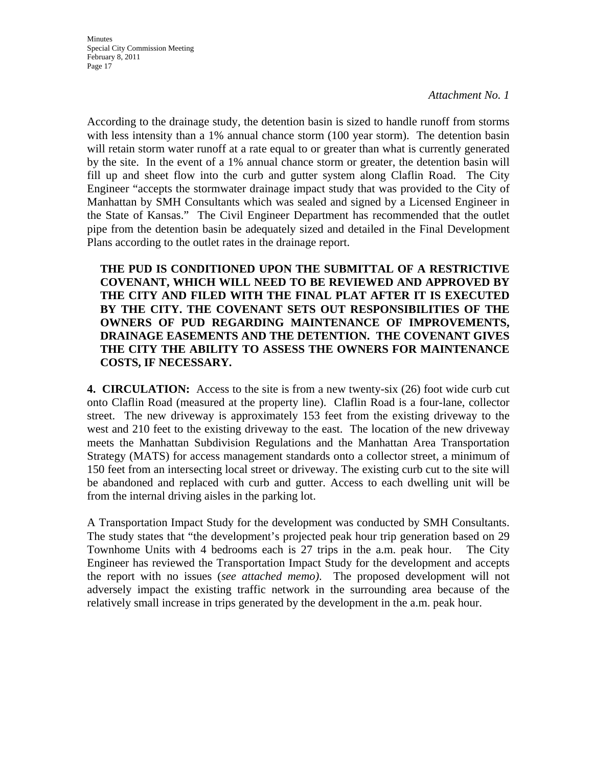*Attachment No. 1*

According to the drainage study, the detention basin is sized to handle runoff from storms with less intensity than a 1% annual chance storm (100 year storm). The detention basin will retain storm water runoff at a rate equal to or greater than what is currently generated by the site. In the event of a 1% annual chance storm or greater, the detention basin will fill up and sheet flow into the curb and gutter system along Claflin Road. The City Engineer "accepts the stormwater drainage impact study that was provided to the City of Manhattan by SMH Consultants which was sealed and signed by a Licensed Engineer in the State of Kansas." The Civil Engineer Department has recommended that the outlet pipe from the detention basin be adequately sized and detailed in the Final Development Plans according to the outlet rates in the drainage report.

**THE PUD IS CONDITIONED UPON THE SUBMITTAL OF A RESTRICTIVE COVENANT, WHICH WILL NEED TO BE REVIEWED AND APPROVED BY THE CITY AND FILED WITH THE FINAL PLAT AFTER IT IS EXECUTED BY THE CITY. THE COVENANT SETS OUT RESPONSIBILITIES OF THE OWNERS OF PUD REGARDING MAINTENANCE OF IMPROVEMENTS, DRAINAGE EASEMENTS AND THE DETENTION. THE COVENANT GIVES THE CITY THE ABILITY TO ASSESS THE OWNERS FOR MAINTENANCE COSTS, IF NECESSARY.**

**4. CIRCULATION:** Access to the site is from a new twenty-six (26) foot wide curb cut onto Claflin Road (measured at the property line). Claflin Road is a four-lane, collector street. The new driveway is approximately 153 feet from the existing driveway to the west and 210 feet to the existing driveway to the east. The location of the new driveway meets the Manhattan Subdivision Regulations and the Manhattan Area Transportation Strategy (MATS) for access management standards onto a collector street, a minimum of 150 feet from an intersecting local street or driveway. The existing curb cut to the site will be abandoned and replaced with curb and gutter. Access to each dwelling unit will be from the internal driving aisles in the parking lot.

A Transportation Impact Study for the development was conducted by SMH Consultants. The study states that "the development's projected peak hour trip generation based on 29 Townhome Units with 4 bedrooms each is 27 trips in the a.m. peak hour. The City Engineer has reviewed the Transportation Impact Study for the development and accepts the report with no issues (*see attached memo).* The proposed development will not adversely impact the existing traffic network in the surrounding area because of the relatively small increase in trips generated by the development in the a.m. peak hour.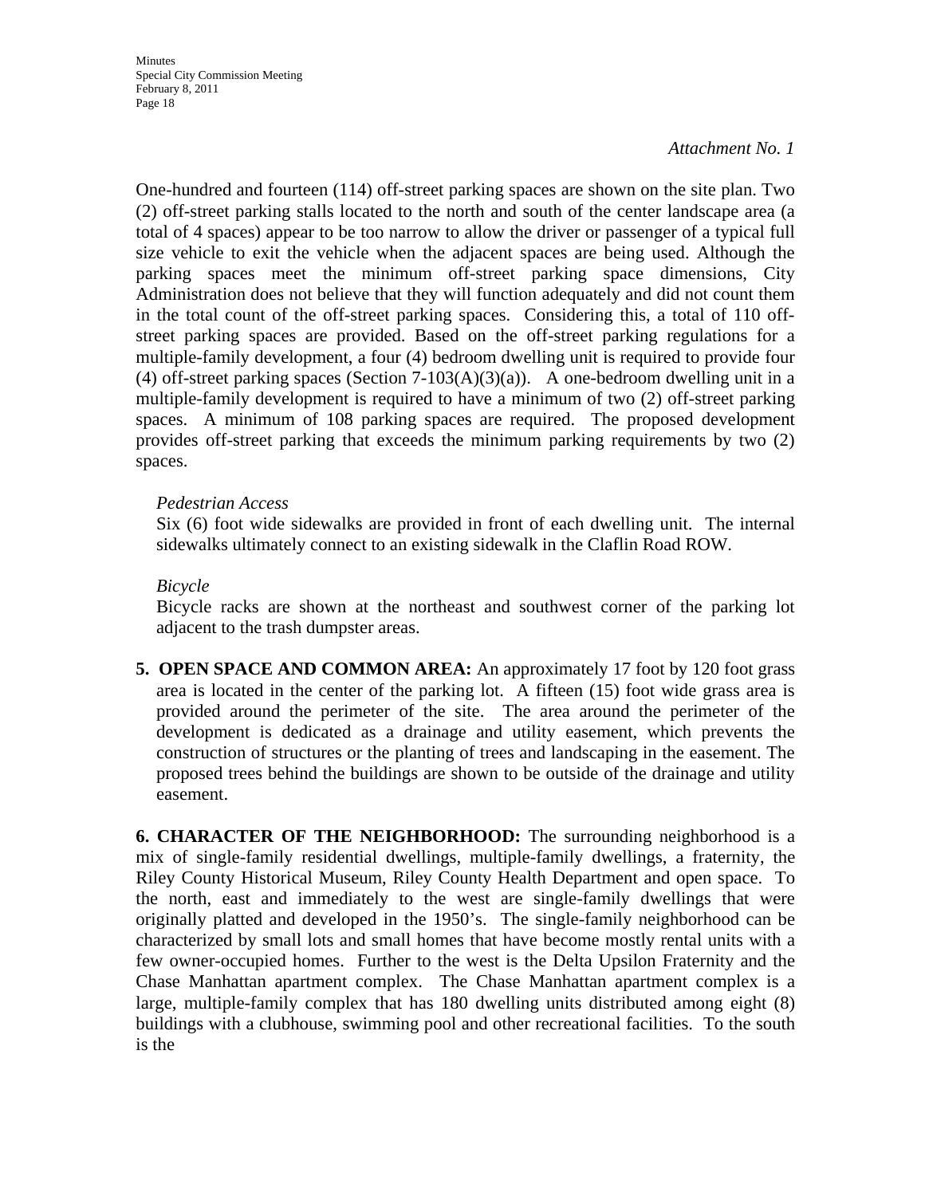*Attachment No. 1*

One-hundred and fourteen (114) off-street parking spaces are shown on the site plan. Two (2) off-street parking stalls located to the north and south of the center landscape area (a total of 4 spaces) appear to be too narrow to allow the driver or passenger of a typical full size vehicle to exit the vehicle when the adjacent spaces are being used. Although the parking spaces meet the minimum off-street parking space dimensions, City Administration does not believe that they will function adequately and did not count them in the total count of the off-street parking spaces. Considering this, a total of 110 off-street parking spaces are provided. Based on the off-street parking regulations for a multiple-family development, a four (4) bedroom dwelling unit is required to provide four (4) off-street parking spaces (Section 7-103(A)(3)(a)). A one-bedroom dwelling unit in a multiple-family development is required to have a minimum of two (2) off-street parking spaces. A minimum of 108 parking spaces are required. The proposed development provides off-street parking that exceeds the minimum parking requirements by two (2) spaces.

*Pedestrian Access*
Six (6) foot wide sidewalks are provided in front of each dwelling unit. The internal sidewalks ultimately connect to an existing sidewalk in the Claflin Road ROW.

*Bicycle*
Bicycle racks are shown at the northeast and southwest corner of the parking lot adjacent to the trash dumpster areas.

5. **OPEN SPACE AND COMMON AREA:** An approximately 17 foot by 120 foot grass area is located in the center of the parking lot. A fifteen (15) foot wide grass area is provided around the perimeter of the site. The area around the perimeter of the development is dedicated as a drainage and utility easement, which prevents the construction of structures or the planting of trees and landscaping in the easement. The proposed trees behind the buildings are shown to be outside of the drainage and utility easement.

**6. CHARACTER OF THE NEIGHBORHOOD:** The surrounding neighborhood is a mix of single-family residential dwellings, multiple-family dwellings, a fraternity, the Riley County Historical Museum, Riley County Health Department and open space. To the north, east and immediately to the west are single-family dwellings that were originally platted and developed in the 1950's. The single-family neighborhood can be characterized by small lots and small homes that have become mostly rental units with a few owner-occupied homes. Further to the west is the Delta Upsilon Fraternity and the Chase Manhattan apartment complex. The Chase Manhattan apartment complex is a large, multiple-family complex that has 180 dwelling units distributed among eight (8) buildings with a clubhouse, swimming pool and other recreational facilities. To the south is the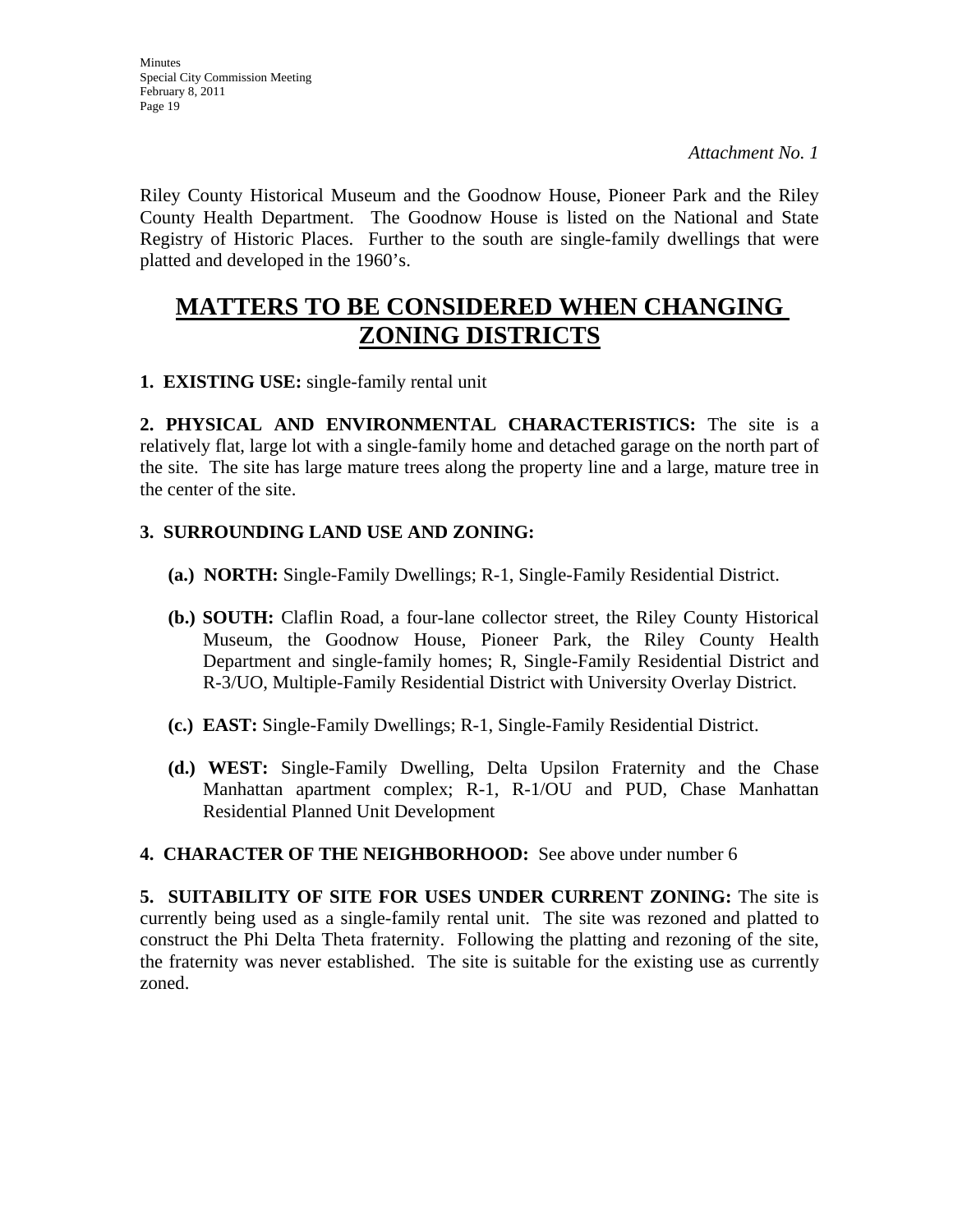*Attachment No. 1*

Riley County Historical Museum and the Goodnow House, Pioneer Park and the Riley County Health Department. The Goodnow House is listed on the National and State Registry of Historic Places. Further to the south are single-family dwellings that were platted and developed in the 1960's.

# MATTERS TO BE CONSIDERED WHEN CHANGING ZONING DISTRICTS

**1. EXISTING USE:** single-family rental unit

**2. PHYSICAL AND ENVIRONMENTAL CHARACTERISTICS:** The site is a relatively flat, large lot with a single-family home and detached garage on the north part of the site. The site has large mature trees along the property line and a large, mature tree in the center of the site.

**3. SURROUNDING LAND USE AND ZONING:**

**(a.) NORTH:** Single-Family Dwellings; R-1, Single-Family Residential District.

**(b.) SOUTH:** Claflin Road, a four-lane collector street, the Riley County Historical Museum, the Goodnow House, Pioneer Park, the Riley County Health Department and single-family homes; R, Single-Family Residential District and R-3/UO, Multiple-Family Residential District with University Overlay District.

**(c.) EAST:** Single-Family Dwellings; R-1, Single-Family Residential District.

**(d.) WEST:** Single-Family Dwelling, Delta Upsilon Fraternity and the Chase Manhattan apartment complex; R-1, R-1/OU and PUD, Chase Manhattan Residential Planned Unit Development

**4. CHARACTER OF THE NEIGHBORHOOD:** See above under number 6

**5. SUITABILITY OF SITE FOR USES UNDER CURRENT ZONING:** The site is currently being used as a single-family rental unit. The site was rezoned and platted to construct the Phi Delta Theta fraternity. Following the platting and rezoning of the site, the fraternity was never established. The site is suitable for the existing use as currently zoned.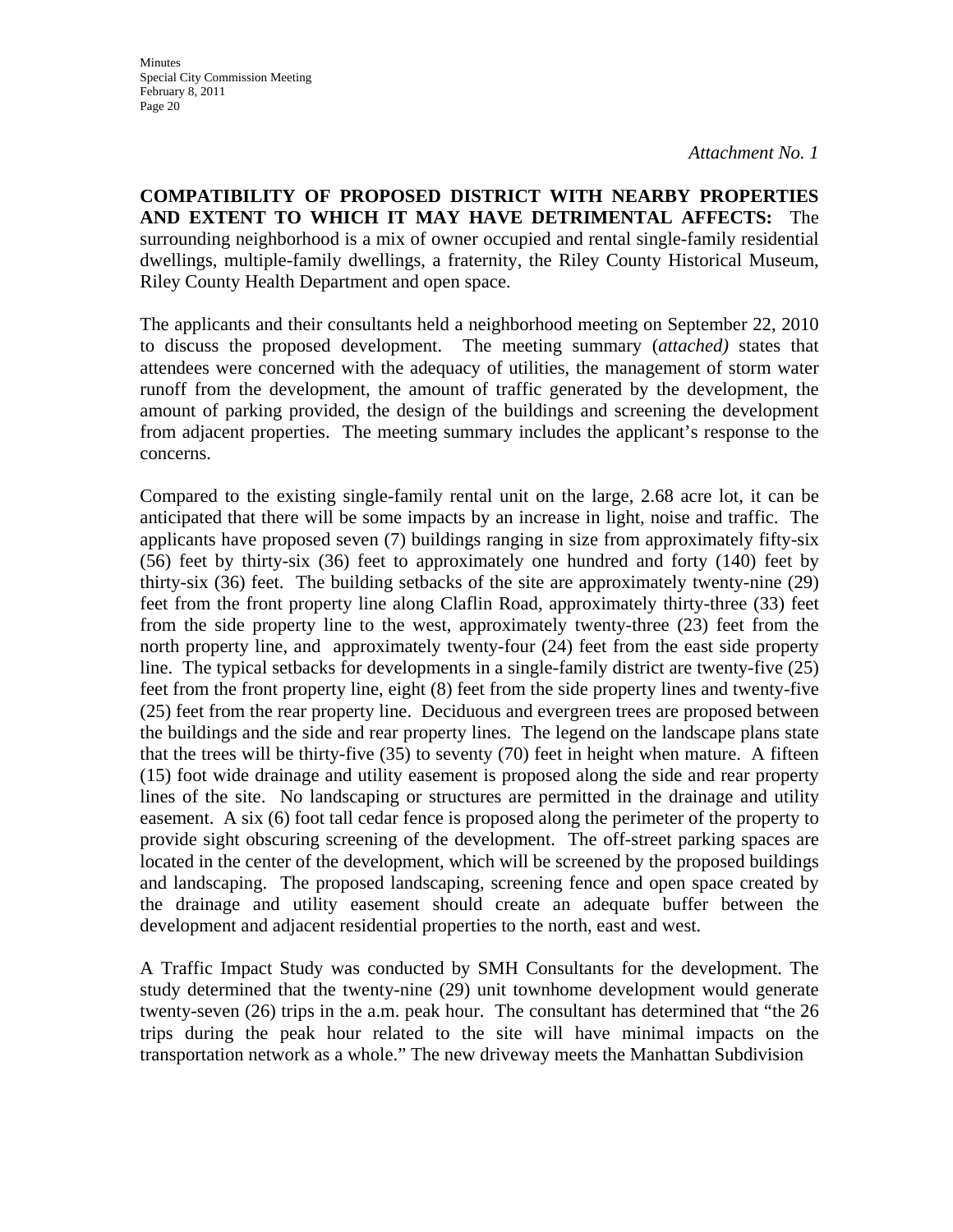*Attachment No. 1*

**COMPATIBILITY OF PROPOSED DISTRICT WITH NEARBY PROPERTIES AND EXTENT TO WHICH IT MAY HAVE DETRIMENTAL AFFECTS:** The surrounding neighborhood is a mix of owner occupied and rental single-family residential dwellings, multiple-family dwellings, a fraternity, the Riley County Historical Museum, Riley County Health Department and open space.

The applicants and their consultants held a neighborhood meeting on September 22, 2010 to discuss the proposed development. The meeting summary (*attached)* states that attendees were concerned with the adequacy of utilities, the management of storm water runoff from the development, the amount of traffic generated by the development, the amount of parking provided, the design of the buildings and screening the development from adjacent properties. The meeting summary includes the applicant's response to the concerns.

Compared to the existing single-family rental unit on the large, 2.68 acre lot, it can be anticipated that there will be some impacts by an increase in light, noise and traffic. The applicants have proposed seven (7) buildings ranging in size from approximately fifty-six (56) feet by thirty-six (36) feet to approximately one hundred and forty (140) feet by thirty-six (36) feet. The building setbacks of the site are approximately twenty-nine (29) feet from the front property line along Claflin Road, approximately thirty-three (33) feet from the side property line to the west, approximately twenty-three (23) feet from the north property line, and approximately twenty-four (24) feet from the east side property line. The typical setbacks for developments in a single-family district are twenty-five (25) feet from the front property line, eight (8) feet from the side property lines and twenty-five (25) feet from the rear property line. Deciduous and evergreen trees are proposed between the buildings and the side and rear property lines. The legend on the landscape plans state that the trees will be thirty-five (35) to seventy (70) feet in height when mature. A fifteen (15) foot wide drainage and utility easement is proposed along the side and rear property lines of the site. No landscaping or structures are permitted in the drainage and utility easement. A six (6) foot tall cedar fence is proposed along the perimeter of the property to provide sight obscuring screening of the development. The off-street parking spaces are located in the center of the development, which will be screened by the proposed buildings and landscaping. The proposed landscaping, screening fence and open space created by the drainage and utility easement should create an adequate buffer between the development and adjacent residential properties to the north, east and west.

A Traffic Impact Study was conducted by SMH Consultants for the development. The study determined that the twenty-nine (29) unit townhome development would generate twenty-seven (26) trips in the a.m. peak hour. The consultant has determined that "the 26 trips during the peak hour related to the site will have minimal impacts on the transportation network as a whole." The new driveway meets the Manhattan Subdivision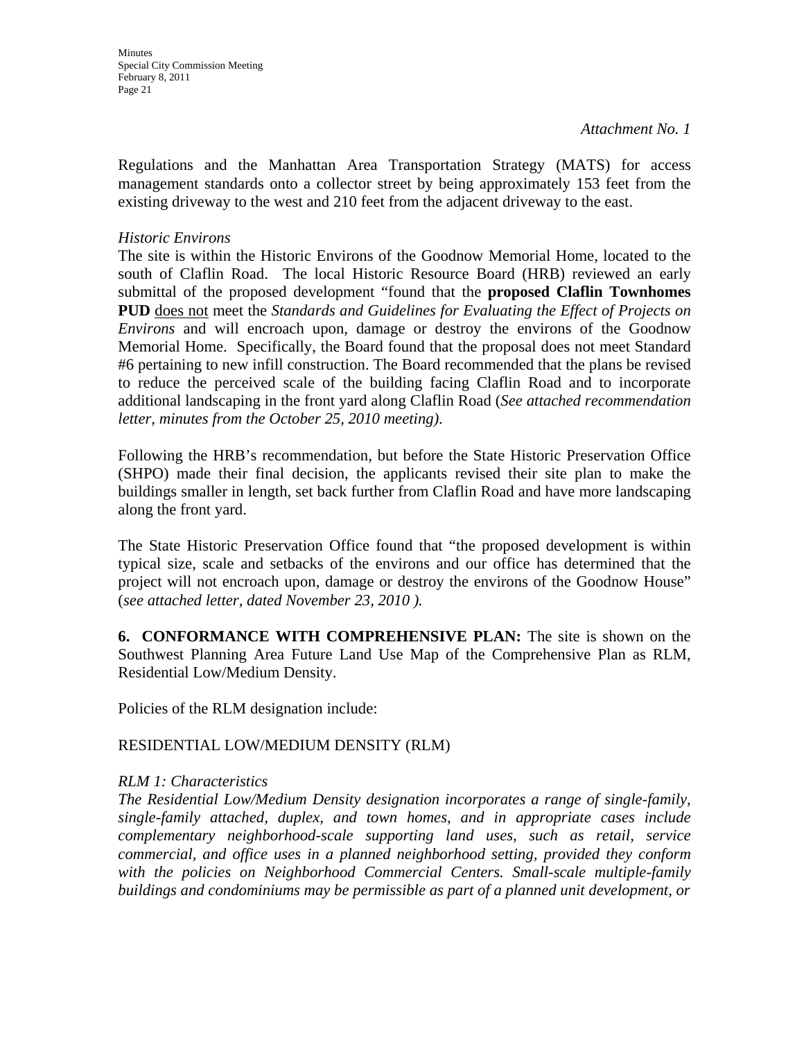*Attachment No. 1*

Regulations and the Manhattan Area Transportation Strategy (MATS) for access management standards onto a collector street by being approximately 153 feet from the existing driveway to the west and 210 feet from the adjacent driveway to the east.

*Historic Environs*

The site is within the Historic Environs of the Goodnow Memorial Home, located to the south of Claflin Road. The local Historic Resource Board (HRB) reviewed an early submittal of the proposed development "found that the **proposed Claflin Townhomes PUD** <u>does not</u> meet the *Standards and Guidelines for Evaluating the Effect of Projects on Environs* and will encroach upon, damage or destroy the environs of the Goodnow Memorial Home. Specifically, the Board found that the proposal does not meet Standard #6 pertaining to new infill construction. The Board recommended that the plans be revised to reduce the perceived scale of the building facing Claflin Road and to incorporate additional landscaping in the front yard along Claflin Road (*See attached recommendation letter, minutes from the October 25, 2010 meeting).*

Following the HRB's recommendation, but before the State Historic Preservation Office (SHPO) made their final decision, the applicants revised their site plan to make the buildings smaller in length, set back further from Claflin Road and have more landscaping along the front yard.

The State Historic Preservation Office found that "the proposed development is within typical size, scale and setbacks of the environs and our office has determined that the project will not encroach upon, damage or destroy the environs of the Goodnow House" (*see attached letter, dated November 23, 2010 ).*

**6. CONFORMANCE WITH COMPREHENSIVE PLAN:** The site is shown on the Southwest Planning Area Future Land Use Map of the Comprehensive Plan as RLM, Residential Low/Medium Density.

Policies of the RLM designation include:

RESIDENTIAL LOW/MEDIUM DENSITY (RLM)

*RLM 1: Characteristics*

*The Residential Low/Medium Density designation incorporates a range of single-family, single-family attached, duplex, and town homes, and in appropriate cases include complementary neighborhood-scale supporting land uses, such as retail, service commercial, and office uses in a planned neighborhood setting, provided they conform with the policies on Neighborhood Commercial Centers. Small-scale multiple-family buildings and condominiums may be permissible as part of a planned unit development, or*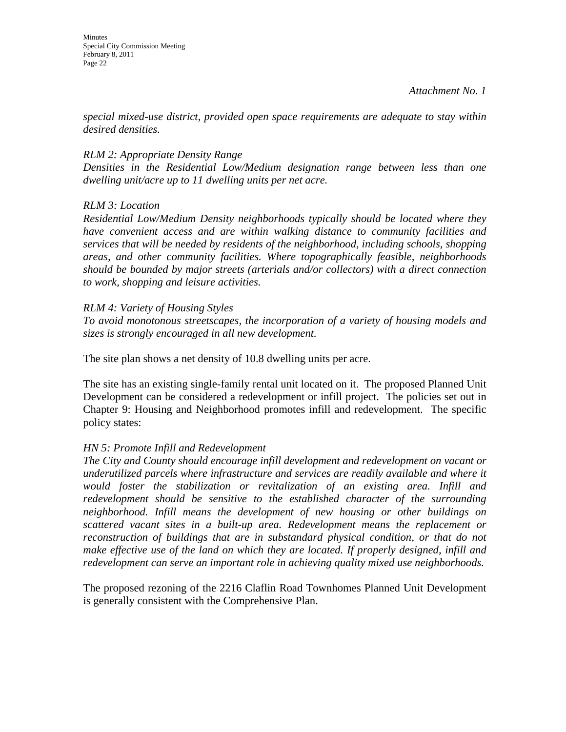*Attachment No. 1*

*special mixed-use district, provided open space requirements are adequate to stay within desired densities.*

*RLM 2: Appropriate Density Range*
*Densities in the Residential Low/Medium designation range between less than one dwelling unit/acre up to 11 dwelling units per net acre.*

*RLM 3: Location*
*Residential Low/Medium Density neighborhoods typically should be located where they have convenient access and are within walking distance to community facilities and services that will be needed by residents of the neighborhood, including schools, shopping areas, and other community facilities. Where topographically feasible, neighborhoods should be bounded by major streets (arterials and/or collectors) with a direct connection to work, shopping and leisure activities.*

*RLM 4: Variety of Housing Styles*
*To avoid monotonous streetscapes, the incorporation of a variety of housing models and sizes is strongly encouraged in all new development.*

The site plan shows a net density of 10.8 dwelling units per acre.

The site has an existing single-family rental unit located on it. The proposed Planned Unit Development can be considered a redevelopment or infill project. The policies set out in Chapter 9: Housing and Neighborhood promotes infill and redevelopment. The specific policy states:

*HN 5: Promote Infill and Redevelopment*
*The City and County should encourage infill development and redevelopment on vacant or underutilized parcels where infrastructure and services are readily available and where it would foster the stabilization or revitalization of an existing area. Infill and redevelopment should be sensitive to the established character of the surrounding neighborhood. Infill means the development of new housing or other buildings on scattered vacant sites in a built-up area. Redevelopment means the replacement or reconstruction of buildings that are in substandard physical condition, or that do not make effective use of the land on which they are located. If properly designed, infill and redevelopment can serve an important role in achieving quality mixed use neighborhoods.*

The proposed rezoning of the 2216 Claflin Road Townhomes Planned Unit Development is generally consistent with the Comprehensive Plan.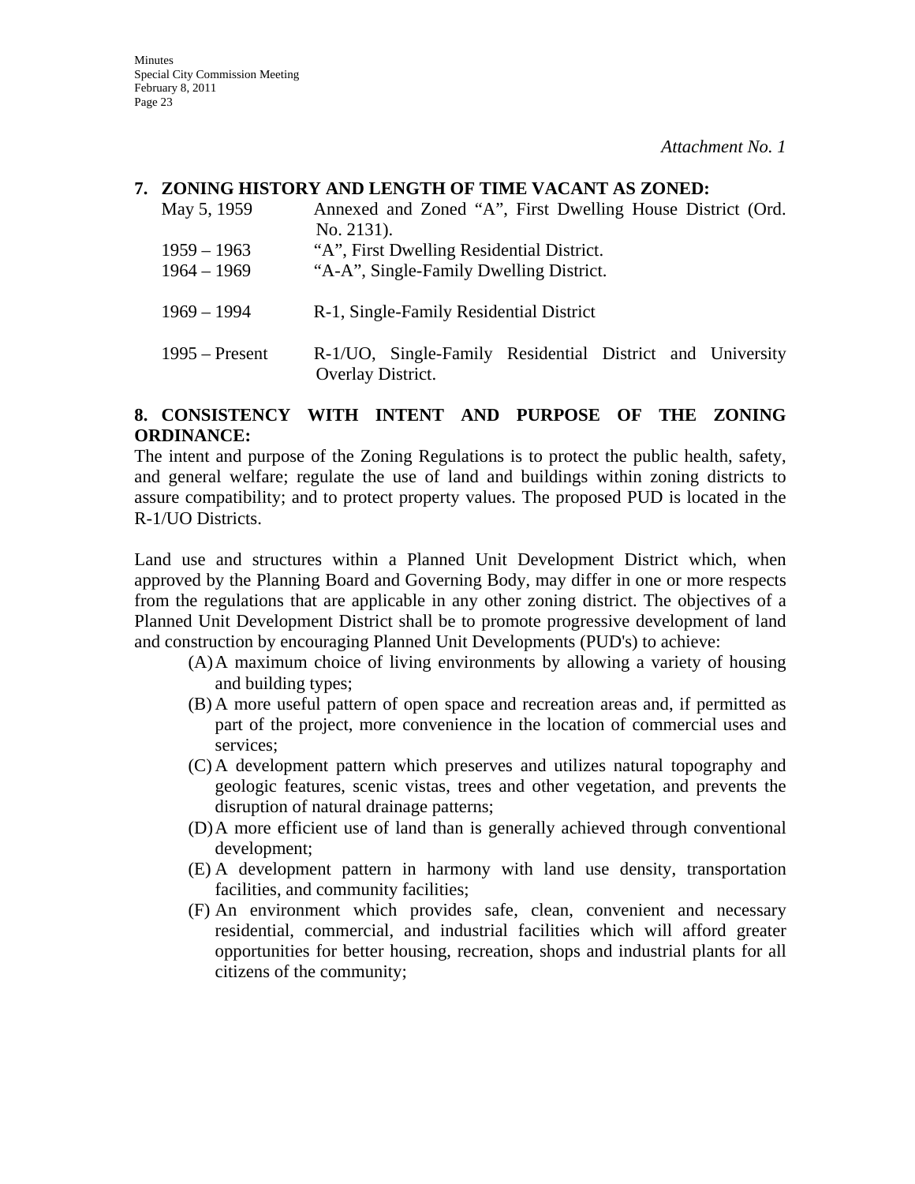*Attachment No. 1*

**7. ZONING HISTORY AND LENGTH OF TIME VACANT AS ZONED:**

| | |
|---|---|
| May 5, 1959 | Annexed and Zoned "A", First Dwelling House District (Ord. No. 2131). |
| 1959 – 1963 | "A", First Dwelling Residential District. |
| 1964 – 1969 | "A-A", Single-Family Dwelling District. |
| 1969 – 1994 | R-1, Single-Family Residential District |
| 1995 – Present | R-1/UO, Single-Family Residential District and University Overlay District. |

**8. CONSISTENCY WITH INTENT AND PURPOSE OF THE ZONING ORDINANCE:**

The intent and purpose of the Zoning Regulations is to protect the public health, safety, and general welfare; regulate the use of land and buildings within zoning districts to assure compatibility; and to protect property values. The proposed PUD is located in the R-1/UO Districts.

Land use and structures within a Planned Unit Development District which, when approved by the Planning Board and Governing Body, may differ in one or more respects from the regulations that are applicable in any other zoning district. The objectives of a Planned Unit Development District shall be to promote progressive development of land and construction by encouraging Planned Unit Developments (PUD's) to achieve:

(A) A maximum choice of living environments by allowing a variety of housing and building types;

(B) A more useful pattern of open space and recreation areas and, if permitted as part of the project, more convenience in the location of commercial uses and services;

(C) A development pattern which preserves and utilizes natural topography and geologic features, scenic vistas, trees and other vegetation, and prevents the disruption of natural drainage patterns;

(D) A more efficient use of land than is generally achieved through conventional development;

(E) A development pattern in harmony with land use density, transportation facilities, and community facilities;

(F) An environment which provides safe, clean, convenient and necessary residential, commercial, and industrial facilities which will afford greater opportunities for better housing, recreation, shops and industrial plants for all citizens of the community;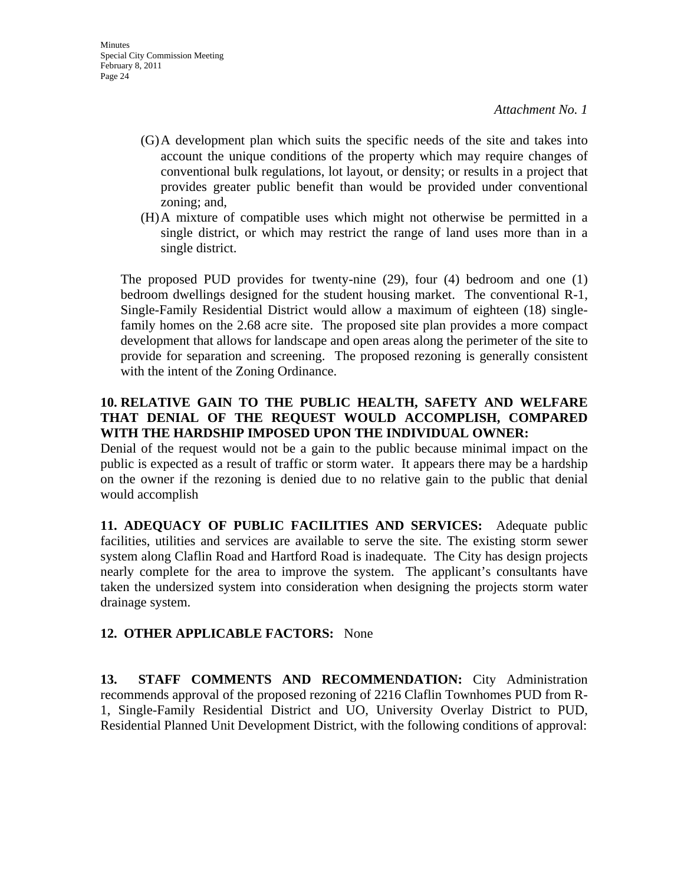*Attachment No. 1*

(G) A development plan which suits the specific needs of the site and takes into account the unique conditions of the property which may require changes of conventional bulk regulations, lot layout, or density; or results in a project that provides greater public benefit than would be provided under conventional zoning; and,

(H) A mixture of compatible uses which might not otherwise be permitted in a single district, or which may restrict the range of land uses more than in a single district.

The proposed PUD provides for twenty-nine (29), four (4) bedroom and one (1) bedroom dwellings designed for the student housing market. The conventional R-1, Single-Family Residential District would allow a maximum of eighteen (18) single-family homes on the 2.68 acre site. The proposed site plan provides a more compact development that allows for landscape and open areas along the perimeter of the site to provide for separation and screening. The proposed rezoning is generally consistent with the intent of the Zoning Ordinance.

**10. RELATIVE GAIN TO THE PUBLIC HEALTH, SAFETY AND WELFARE THAT DENIAL OF THE REQUEST WOULD ACCOMPLISH, COMPARED WITH THE HARDSHIP IMPOSED UPON THE INDIVIDUAL OWNER:**
Denial of the request would not be a gain to the public because minimal impact on the public is expected as a result of traffic or storm water. It appears there may be a hardship on the owner if the rezoning is denied due to no relative gain to the public that denial would accomplish

**11. ADEQUACY OF PUBLIC FACILITIES AND SERVICES:** Adequate public facilities, utilities and services are available to serve the site. The existing storm sewer system along Claflin Road and Hartford Road is inadequate. The City has design projects nearly complete for the area to improve the system. The applicant's consultants have taken the undersized system into consideration when designing the projects storm water drainage system.

**12. OTHER APPLICABLE FACTORS:** None

**13. STAFF COMMENTS AND RECOMMENDATION:** City Administration recommends approval of the proposed rezoning of 2216 Claflin Townhomes PUD from R-1, Single-Family Residential District and UO, University Overlay District to PUD, Residential Planned Unit Development District, with the following conditions of approval: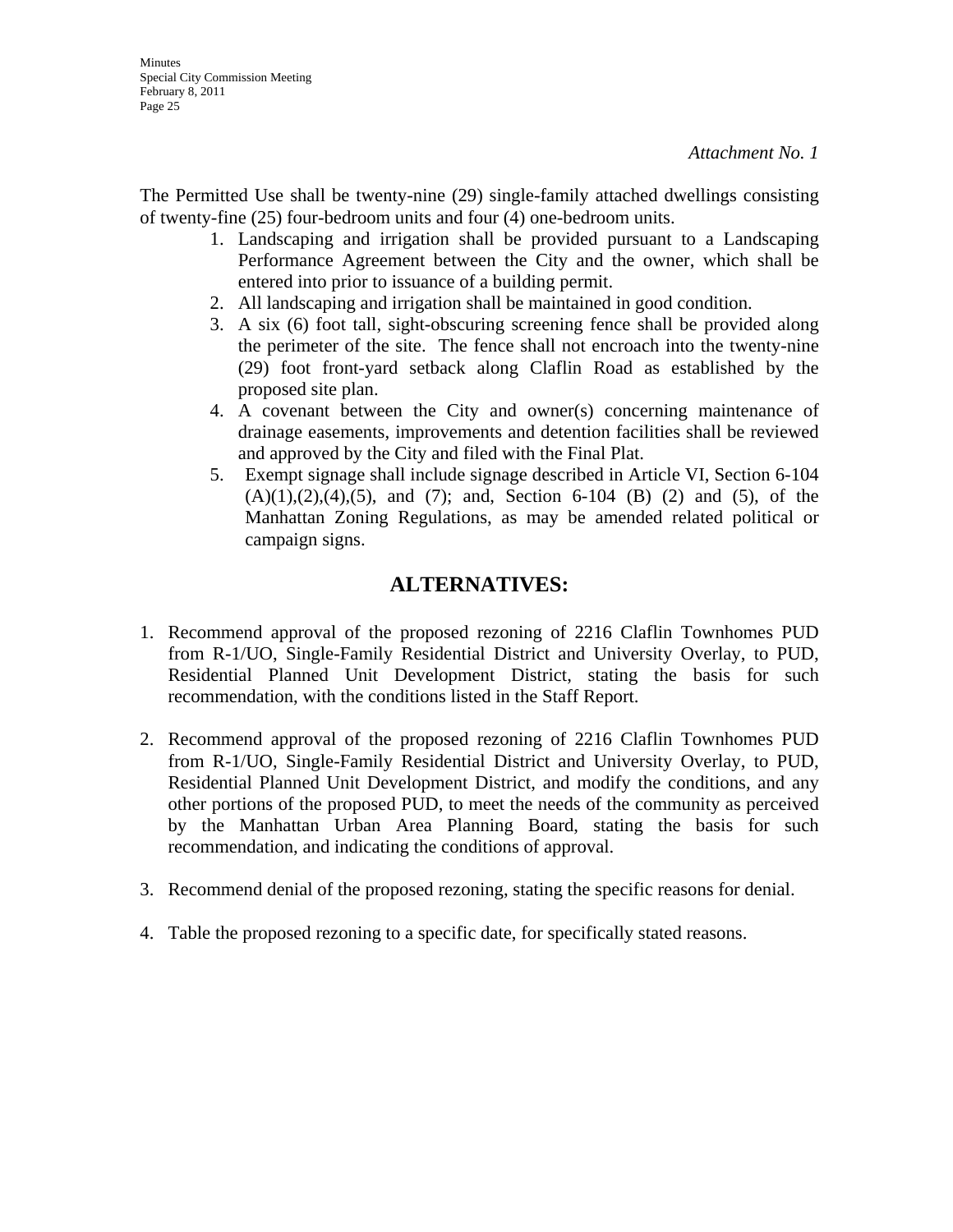*Attachment No. 1*

The Permitted Use shall be twenty-nine (29) single-family attached dwellings consisting of twenty-fine (25) four-bedroom units and four (4) one-bedroom units.

1. Landscaping and irrigation shall be provided pursuant to a Landscaping Performance Agreement between the City and the owner, which shall be entered into prior to issuance of a building permit.
2. All landscaping and irrigation shall be maintained in good condition.
3. A six (6) foot tall, sight-obscuring screening fence shall be provided along the perimeter of the site. The fence shall not encroach into the twenty-nine (29) foot front-yard setback along Claflin Road as established by the proposed site plan.
4. A covenant between the City and owner(s) concerning maintenance of drainage easements, improvements and detention facilities shall be reviewed and approved by the City and filed with the Final Plat.
5. Exempt signage shall include signage described in Article VI, Section 6-104 (A)(1),(2),(4),(5), and (7); and, Section 6-104 (B) (2) and (5), of the Manhattan Zoning Regulations, as may be amended related political or campaign signs.

## ALTERNATIVES:

1. Recommend approval of the proposed rezoning of 2216 Claflin Townhomes PUD from R-1/UO, Single-Family Residential District and University Overlay, to PUD, Residential Planned Unit Development District, stating the basis for such recommendation, with the conditions listed in the Staff Report.

2. Recommend approval of the proposed rezoning of 2216 Claflin Townhomes PUD from R-1/UO, Single-Family Residential District and University Overlay, to PUD, Residential Planned Unit Development District, and modify the conditions, and any other portions of the proposed PUD, to meet the needs of the community as perceived by the Manhattan Urban Area Planning Board, stating the basis for such recommendation, and indicating the conditions of approval.

3. Recommend denial of the proposed rezoning, stating the specific reasons for denial.

4. Table the proposed rezoning to a specific date, for specifically stated reasons.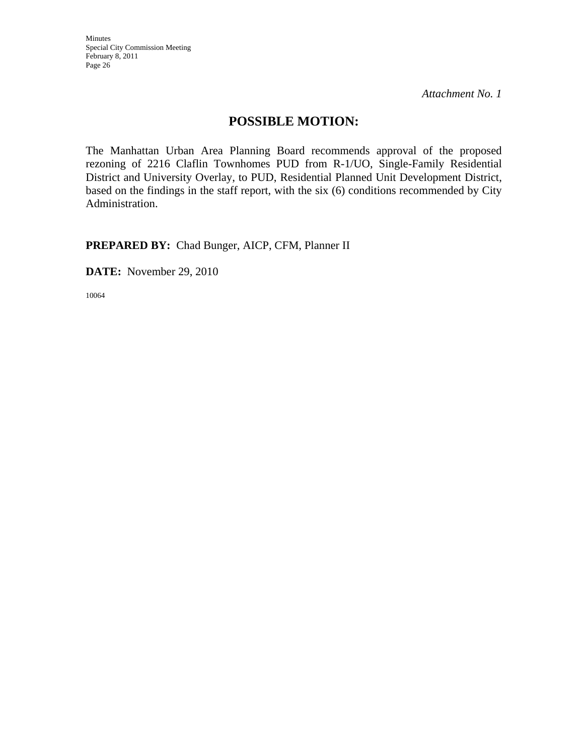*Attachment No. 1*

## POSSIBLE MOTION:

The Manhattan Urban Area Planning Board recommends approval of the proposed rezoning of 2216 Claflin Townhomes PUD from R-1/UO, Single-Family Residential District and University Overlay, to PUD, Residential Planned Unit Development District, based on the findings in the staff report, with the six (6) conditions recommended by City Administration.

**PREPARED BY:** Chad Bunger, AICP, CFM, Planner II

**DATE:** November 29, 2010

10064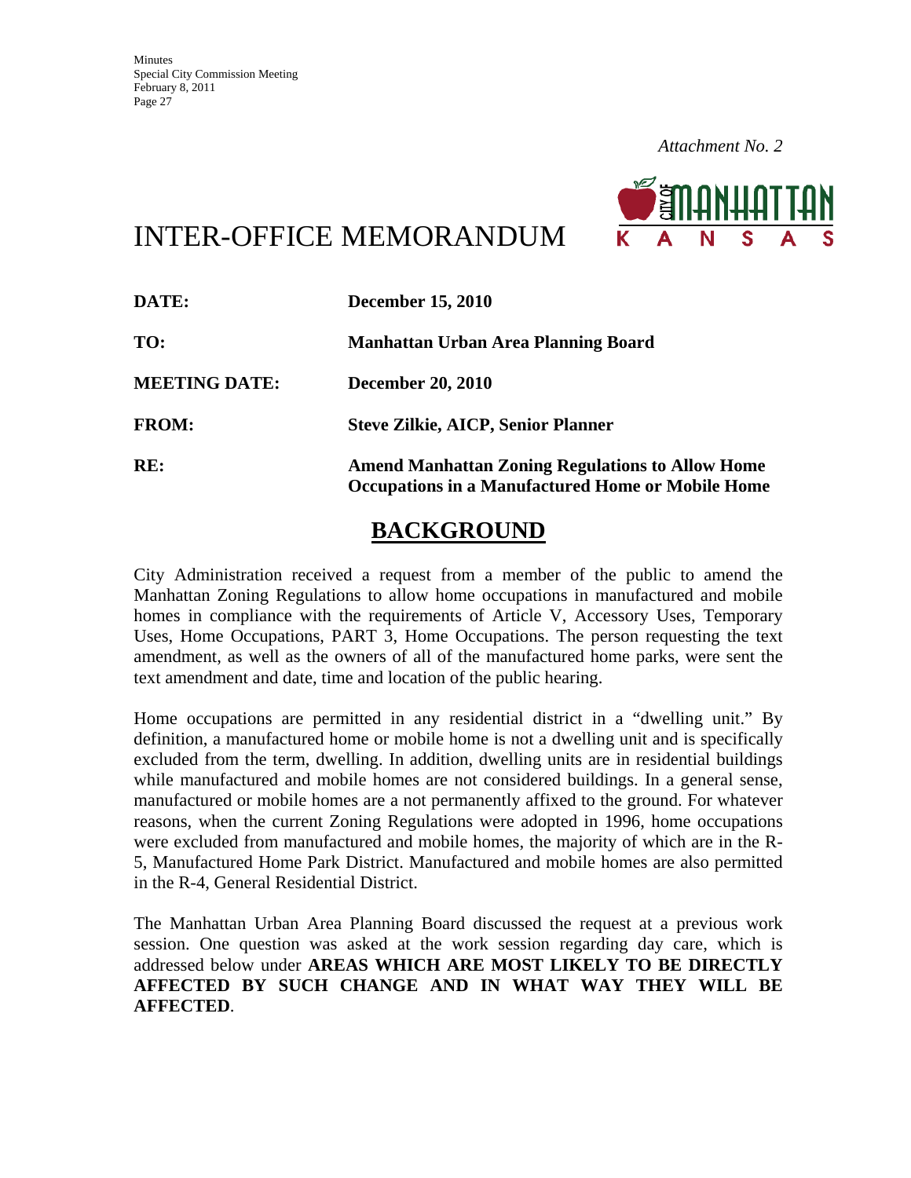*Attachment No. 2*

# INTER-OFFICE MEMORANDUM

| | |
|---|---|
| **DATE:** | **December 15, 2010** |
| **TO:** | **Manhattan Urban Area Planning Board** |
| **MEETING DATE:** | **December 20, 2010** |
| **FROM:** | **Steve Zilkie, AICP, Senior Planner** |
| **RE:** | **Amend Manhattan Zoning Regulations to Allow Home Occupations in a Manufactured Home or Mobile Home** |

## BACKGROUND

City Administration received a request from a member of the public to amend the Manhattan Zoning Regulations to allow home occupations in manufactured and mobile homes in compliance with the requirements of Article V, Accessory Uses, Temporary Uses, Home Occupations, PART 3, Home Occupations. The person requesting the text amendment, as well as the owners of all of the manufactured home parks, were sent the text amendment and date, time and location of the public hearing.

Home occupations are permitted in any residential district in a "dwelling unit." By definition, a manufactured home or mobile home is not a dwelling unit and is specifically excluded from the term, dwelling. In addition, dwelling units are in residential buildings while manufactured and mobile homes are not considered buildings. In a general sense, manufactured or mobile homes are a not permanently affixed to the ground. For whatever reasons, when the current Zoning Regulations were adopted in 1996, home occupations were excluded from manufactured and mobile homes, the majority of which are in the R-5, Manufactured Home Park District. Manufactured and mobile homes are also permitted in the R-4, General Residential District.

The Manhattan Urban Area Planning Board discussed the request at a previous work session. One question was asked at the work session regarding day care, which is addressed below under **AREAS WHICH ARE MOST LIKELY TO BE DIRECTLY AFFECTED BY SUCH CHANGE AND IN WHAT WAY THEY WILL BE AFFECTED**.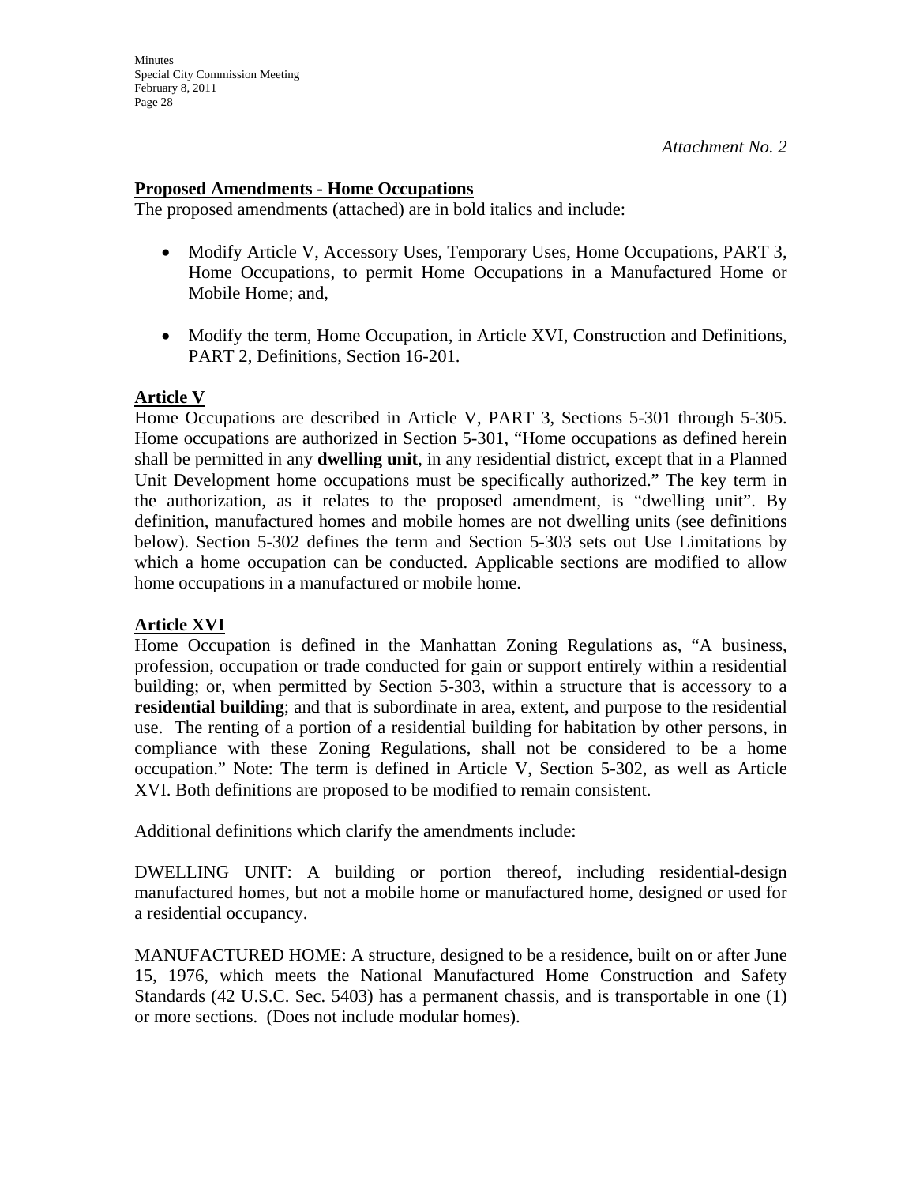*Attachment No. 2*

**Proposed Amendments - Home Occupations**

The proposed amendments (attached) are in bold italics and include:

- Modify Article V, Accessory Uses, Temporary Uses, Home Occupations, PART 3, Home Occupations, to permit Home Occupations in a Manufactured Home or Mobile Home; and,
- Modify the term, Home Occupation, in Article XVI, Construction and Definitions, PART 2, Definitions, Section 16-201.

**Article V**

Home Occupations are described in Article V, PART 3, Sections 5-301 through 5-305. Home occupations are authorized in Section 5-301, "Home occupations as defined herein shall be permitted in any **dwelling unit**, in any residential district, except that in a Planned Unit Development home occupations must be specifically authorized." The key term in the authorization, as it relates to the proposed amendment, is "dwelling unit". By definition, manufactured homes and mobile homes are not dwelling units (see definitions below). Section 5-302 defines the term and Section 5-303 sets out Use Limitations by which a home occupation can be conducted. Applicable sections are modified to allow home occupations in a manufactured or mobile home.

**Article XVI**

Home Occupation is defined in the Manhattan Zoning Regulations as, "A business, profession, occupation or trade conducted for gain or support entirely within a residential building; or, when permitted by Section 5-303, within a structure that is accessory to a **residential building**; and that is subordinate in area, extent, and purpose to the residential use. The renting of a portion of a residential building for habitation by other persons, in compliance with these Zoning Regulations, shall not be considered to be a home occupation." Note: The term is defined in Article V, Section 5-302, as well as Article XVI. Both definitions are proposed to be modified to remain consistent.

Additional definitions which clarify the amendments include:

DWELLING UNIT: A building or portion thereof, including residential-design manufactured homes, but not a mobile home or manufactured home, designed or used for a residential occupancy.

MANUFACTURED HOME: A structure, designed to be a residence, built on or after June 15, 1976, which meets the National Manufactured Home Construction and Safety Standards (42 U.S.C. Sec. 5403) has a permanent chassis, and is transportable in one (1) or more sections. (Does not include modular homes).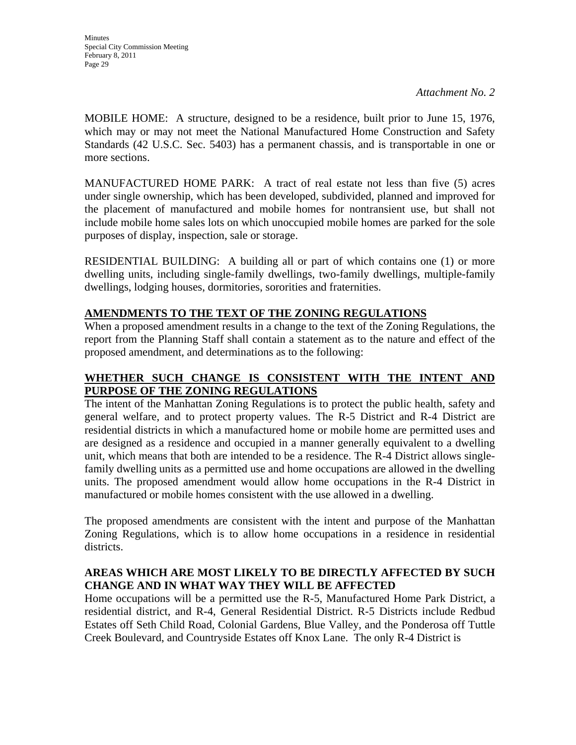*Attachment No. 2*

MOBILE HOME: A structure, designed to be a residence, built prior to June 15, 1976, which may or may not meet the National Manufactured Home Construction and Safety Standards (42 U.S.C. Sec. 5403) has a permanent chassis, and is transportable in one or more sections.

MANUFACTURED HOME PARK: A tract of real estate not less than five (5) acres under single ownership, which has been developed, subdivided, planned and improved for the placement of manufactured and mobile homes for nontransient use, but shall not include mobile home sales lots on which unoccupied mobile homes are parked for the sole purposes of display, inspection, sale or storage.

RESIDENTIAL BUILDING: A building all or part of which contains one (1) or more dwelling units, including single-family dwellings, two-family dwellings, multiple-family dwellings, lodging houses, dormitories, sororities and fraternities.

## AMENDMENTS TO THE TEXT OF THE ZONING REGULATIONS

When a proposed amendment results in a change to the text of the Zoning Regulations, the report from the Planning Staff shall contain a statement as to the nature and effect of the proposed amendment, and determinations as to the following:

## WHETHER SUCH CHANGE IS CONSISTENT WITH THE INTENT AND PURPOSE OF THE ZONING REGULATIONS

The intent of the Manhattan Zoning Regulations is to protect the public health, safety and general welfare, and to protect property values. The R-5 District and R-4 District are residential districts in which a manufactured home or mobile home are permitted uses and are designed as a residence and occupied in a manner generally equivalent to a dwelling unit, which means that both are intended to be a residence. The R-4 District allows single-family dwelling units as a permitted use and home occupations are allowed in the dwelling units. The proposed amendment would allow home occupations in the R-4 District in manufactured or mobile homes consistent with the use allowed in a dwelling.

The proposed amendments are consistent with the intent and purpose of the Manhattan Zoning Regulations, which is to allow home occupations in a residence in residential districts.

## AREAS WHICH ARE MOST LIKELY TO BE DIRECTLY AFFECTED BY SUCH CHANGE AND IN WHAT WAY THEY WILL BE AFFECTED

Home occupations will be a permitted use the R-5, Manufactured Home Park District, a residential district, and R-4, General Residential District. R-5 Districts include Redbud Estates off Seth Child Road, Colonial Gardens, Blue Valley, and the Ponderosa off Tuttle Creek Boulevard, and Countryside Estates off Knox Lane. The only R-4 District is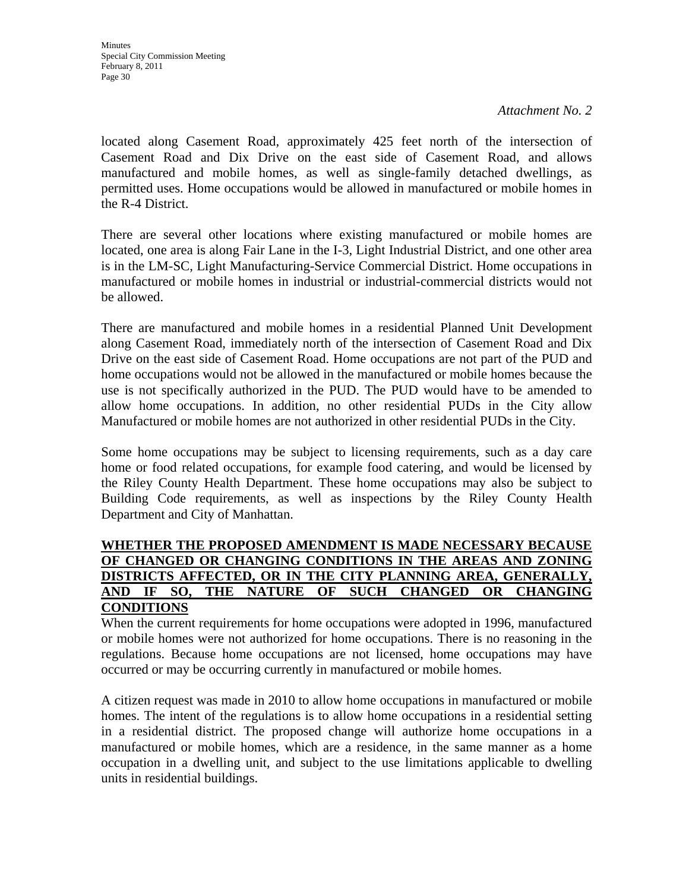*Attachment No. 2*

located along Casement Road, approximately 425 feet north of the intersection of Casement Road and Dix Drive on the east side of Casement Road, and allows manufactured and mobile homes, as well as single-family detached dwellings, as permitted uses. Home occupations would be allowed in manufactured or mobile homes in the R-4 District.

There are several other locations where existing manufactured or mobile homes are located, one area is along Fair Lane in the I-3, Light Industrial District, and one other area is in the LM-SC, Light Manufacturing-Service Commercial District. Home occupations in manufactured or mobile homes in industrial or industrial-commercial districts would not be allowed.

There are manufactured and mobile homes in a residential Planned Unit Development along Casement Road, immediately north of the intersection of Casement Road and Dix Drive on the east side of Casement Road. Home occupations are not part of the PUD and home occupations would not be allowed in the manufactured or mobile homes because the use is not specifically authorized in the PUD. The PUD would have to be amended to allow home occupations. In addition, no other residential PUDs in the City allow Manufactured or mobile homes are not authorized in other residential PUDs in the City.

Some home occupations may be subject to licensing requirements, such as a day care home or food related occupations, for example food catering, and would be licensed by the Riley County Health Department. These home occupations may also be subject to Building Code requirements, as well as inspections by the Riley County Health Department and City of Manhattan.

**WHETHER THE PROPOSED AMENDMENT IS MADE NECESSARY BECAUSE OF CHANGED OR CHANGING CONDITIONS IN THE AREAS AND ZONING DISTRICTS AFFECTED, OR IN THE CITY PLANNING AREA, GENERALLY, AND IF SO, THE NATURE OF SUCH CHANGED OR CHANGING CONDITIONS**

When the current requirements for home occupations were adopted in 1996, manufactured or mobile homes were not authorized for home occupations. There is no reasoning in the regulations. Because home occupations are not licensed, home occupations may have occurred or may be occurring currently in manufactured or mobile homes.

A citizen request was made in 2010 to allow home occupations in manufactured or mobile homes. The intent of the regulations is to allow home occupations in a residential setting in a residential district. The proposed change will authorize home occupations in a manufactured or mobile homes, which are a residence, in the same manner as a home occupation in a dwelling unit, and subject to the use limitations applicable to dwelling units in residential buildings.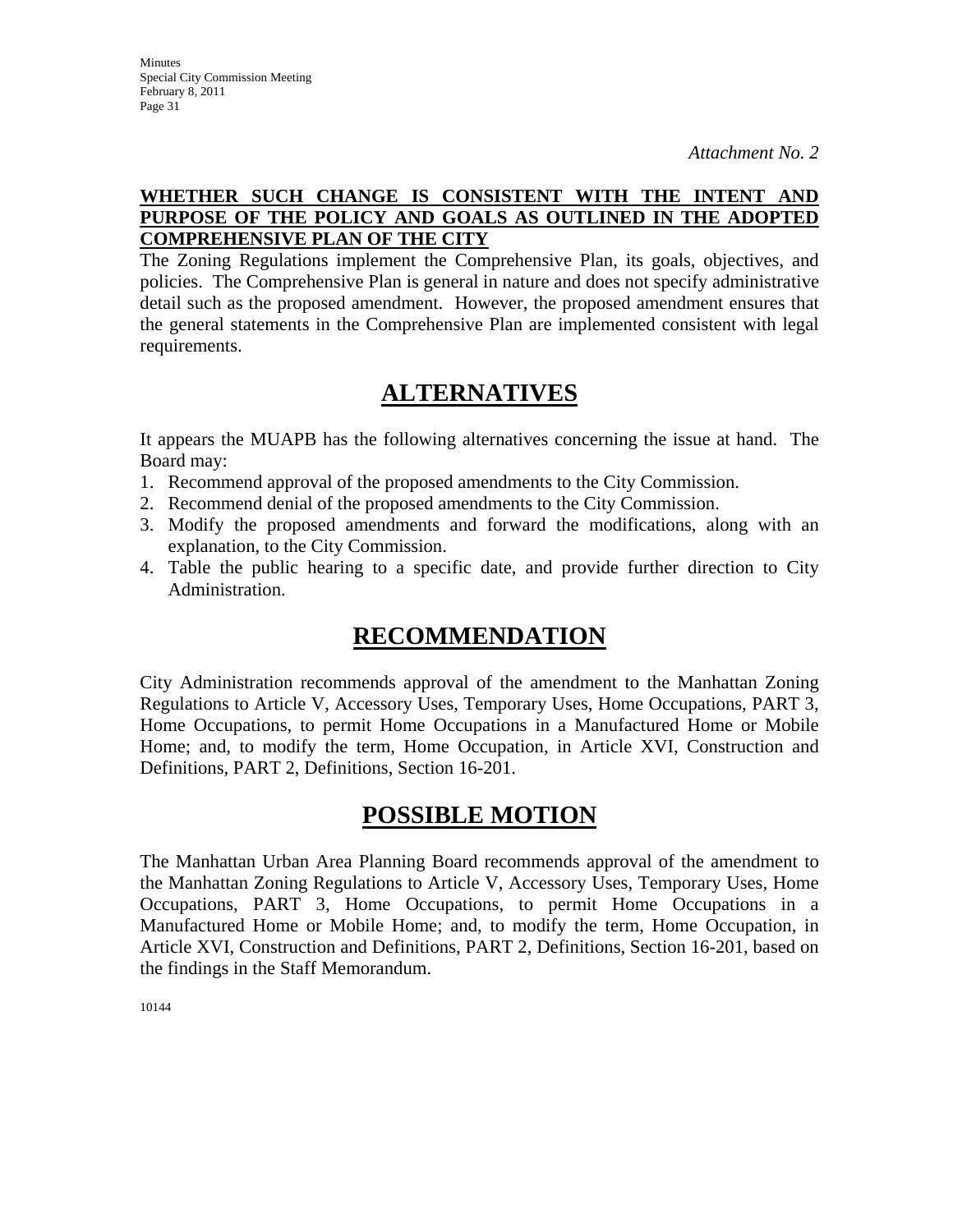*Attachment No. 2*

**WHETHER SUCH CHANGE IS CONSISTENT WITH THE INTENT AND PURPOSE OF THE POLICY AND GOALS AS OUTLINED IN THE ADOPTED COMPREHENSIVE PLAN OF THE CITY**

The Zoning Regulations implement the Comprehensive Plan, its goals, objectives, and policies. The Comprehensive Plan is general in nature and does not specify administrative detail such as the proposed amendment. However, the proposed amendment ensures that the general statements in the Comprehensive Plan are implemented consistent with legal requirements.

# ALTERNATIVES

It appears the MUAPB has the following alternatives concerning the issue at hand. The Board may:

1. Recommend approval of the proposed amendments to the City Commission.
2. Recommend denial of the proposed amendments to the City Commission.
3. Modify the proposed amendments and forward the modifications, along with an explanation, to the City Commission.
4. Table the public hearing to a specific date, and provide further direction to City Administration.

# RECOMMENDATION

City Administration recommends approval of the amendment to the Manhattan Zoning Regulations to Article V, Accessory Uses, Temporary Uses, Home Occupations, PART 3, Home Occupations, to permit Home Occupations in a Manufactured Home or Mobile Home; and, to modify the term, Home Occupation, in Article XVI, Construction and Definitions, PART 2, Definitions, Section 16-201.

# POSSIBLE MOTION

The Manhattan Urban Area Planning Board recommends approval of the amendment to the Manhattan Zoning Regulations to Article V, Accessory Uses, Temporary Uses, Home Occupations, PART 3, Home Occupations, to permit Home Occupations in a Manufactured Home or Mobile Home; and, to modify the term, Home Occupation, in Article XVI, Construction and Definitions, PART 2, Definitions, Section 16-201, based on the findings in the Staff Memorandum.

10144